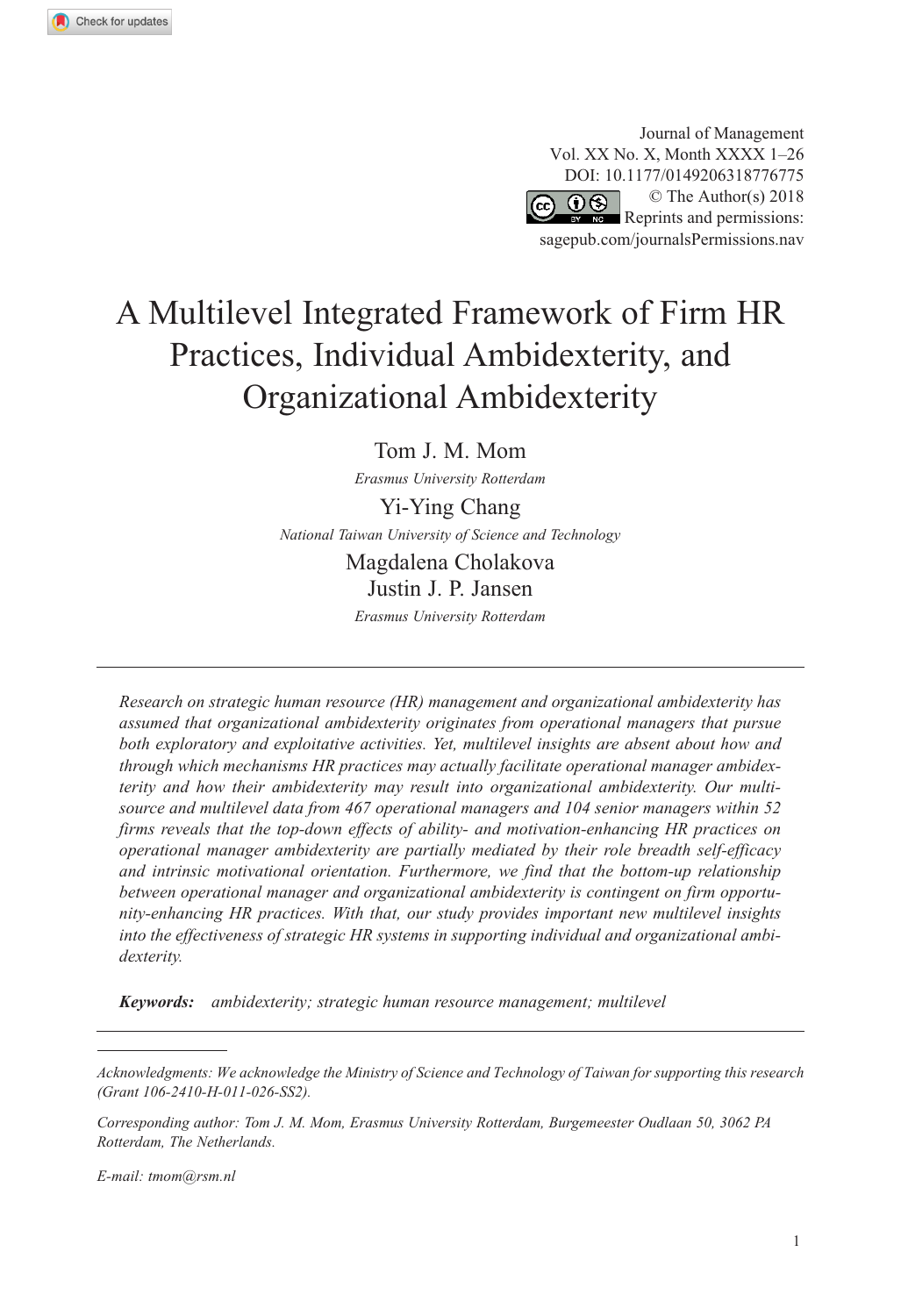# A Multilevel Integrated Framework of Firm HR Practices, Individual Ambidexterity, and Organizational Ambidexterity

Tom J. M. Mom

*Erasmus University Rotterdam*

Yi-Ying Chang

*National Taiwan University of Science and Technology*

Magdalena Cholakova

Justin J. P. Jansen

*Erasmus University Rotterdam*

---

*Research on strategic human resource (HR) management and organizational ambidexterity has assumed that organizational ambidexterity originates from operational managers that pursue both exploratory and exploitative activities. Yet, multilevel insights are absent about how and through which mechanisms HR practices may actually facilitate operational manager ambidexterity and how their ambidexterity may result into organizational ambidexterity. Our multisource and multilevel data from 467 operational managers and 104 senior managers within 52 firms reveals that the top-down effects of ability- and motivation-enhancing HR practices on operational manager ambidexterity are partially mediated by their role breadth self-efficacy and intrinsic motivational orientation. Furthermore, we find that the bottom-up relationship between operational manager and organizational ambidexterity is contingent on firm opportunity-enhancing HR practices. With that, our study provides important new multilevel insights into the effectiveness of strategic HR systems in supporting individual and organizational ambidexterity.*

***Keywords:*** *ambidexterity; strategic human resource management; multilevel*

---

*Acknowledgments: We acknowledge the Ministry of Science and Technology of Taiwan for supporting this research (Grant 106-2410-H-011-026-SS2).*

*Corresponding author: Tom J. M. Mom, Erasmus University Rotterdam, Burgemeester Oudlaan 50, 3062 PA Rotterdam, The Netherlands.*

*E-mail: tmom@rsm.nl*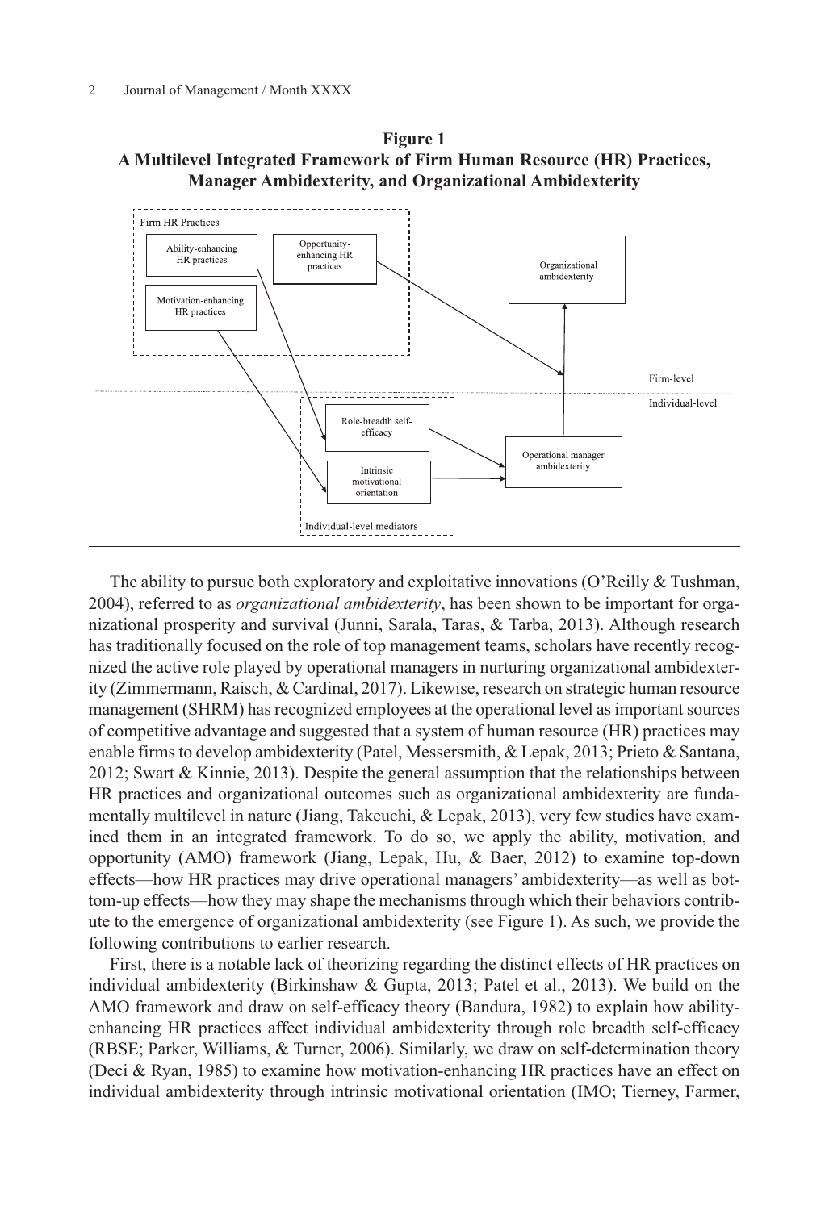**Figure 1**
**A Multilevel Integrated Framework of Firm Human Resource (HR) Practices, Manager Ambidexterity, and Organizational Ambidexterity**

Firm HR Practices

Ability-enhancing HR practices

Opportunity-enhancing HR practices

Motivation-enhancing HR practices

Organizational ambidexterity

Firm-level

Individual-level

Role-breadth self-efficacy

Intrinsic motivational orientation

Operational manager ambidexterity

Individual-level mediators

The ability to pursue both exploratory and exploitative innovations (O'Reilly & Tushman, 2004), referred to as *organizational ambidexterity*, has been shown to be important for organizational prosperity and survival (Junni, Sarala, Taras, & Tarba, 2013). Although research has traditionally focused on the role of top management teams, scholars have recently recognized the active role played by operational managers in nurturing organizational ambidexterity (Zimmermann, Raisch, & Cardinal, 2017). Likewise, research on strategic human resource management (SHRM) has recognized employees at the operational level as important sources of competitive advantage and suggested that a system of human resource (HR) practices may enable firms to develop ambidexterity (Patel, Messersmith, & Lepak, 2013; Prieto & Santana, 2012; Swart & Kinnie, 2013). Despite the general assumption that the relationships between HR practices and organizational outcomes such as organizational ambidexterity are fundamentally multilevel in nature (Jiang, Takeuchi, & Lepak, 2013), very few studies have examined them in an integrated framework. To do so, we apply the ability, motivation, and opportunity (AMO) framework (Jiang, Lepak, Hu, & Baer, 2012) to examine top-down effects—how HR practices may drive operational managers' ambidexterity—as well as bottom-up effects—how they may shape the mechanisms through which their behaviors contribute to the emergence of organizational ambidexterity (see Figure 1). As such, we provide the following contributions to earlier research.

First, there is a notable lack of theorizing regarding the distinct effects of HR practices on individual ambidexterity (Birkinshaw & Gupta, 2013; Patel et al., 2013). We build on the AMO framework and draw on self-efficacy theory (Bandura, 1982) to explain how ability-enhancing HR practices affect individual ambidexterity through role breadth self-efficacy (RBSE; Parker, Williams, & Turner, 2006). Similarly, we draw on self-determination theory (Deci & Ryan, 1985) to examine how motivation-enhancing HR practices have an effect on individual ambidexterity through intrinsic motivational orientation (IMO; Tierney, Farmer,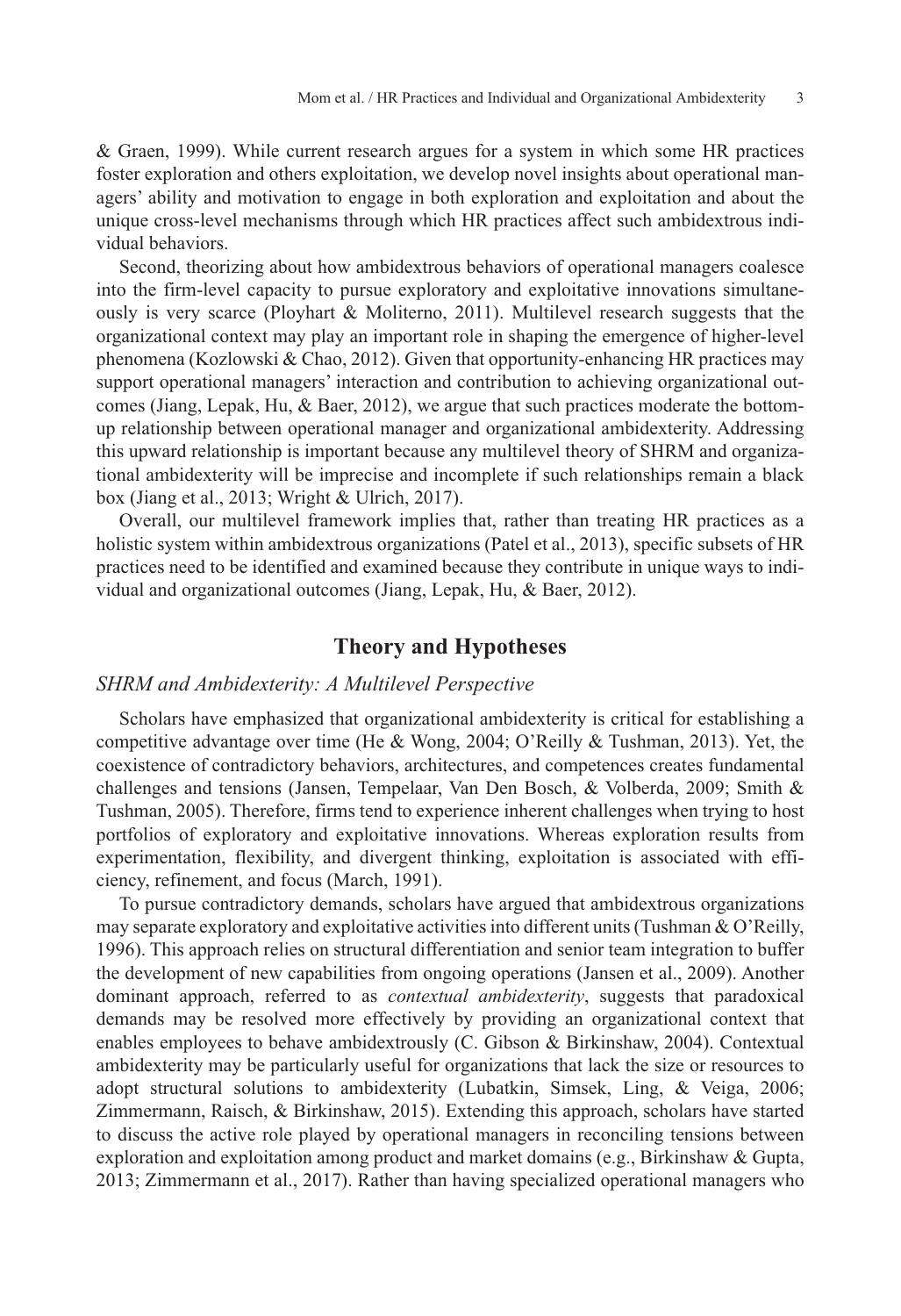& Graen, 1999). While current research argues for a system in which some HR practices foster exploration and others exploitation, we develop novel insights about operational managers' ability and motivation to engage in both exploration and exploitation and about the unique cross-level mechanisms through which HR practices affect such ambidextrous individual behaviors.

Second, theorizing about how ambidextrous behaviors of operational managers coalesce into the firm-level capacity to pursue exploratory and exploitative innovations simultaneously is very scarce (Ployhart & Moliterno, 2011). Multilevel research suggests that the organizational context may play an important role in shaping the emergence of higher-level phenomena (Kozlowski & Chao, 2012). Given that opportunity-enhancing HR practices may support operational managers' interaction and contribution to achieving organizational outcomes (Jiang, Lepak, Hu, & Baer, 2012), we argue that such practices moderate the bottom-up relationship between operational manager and organizational ambidexterity. Addressing this upward relationship is important because any multilevel theory of SHRM and organizational ambidexterity will be imprecise and incomplete if such relationships remain a black box (Jiang et al., 2013; Wright & Ulrich, 2017).

Overall, our multilevel framework implies that, rather than treating HR practices as a holistic system within ambidextrous organizations (Patel et al., 2013), specific subsets of HR practices need to be identified and examined because they contribute in unique ways to individual and organizational outcomes (Jiang, Lepak, Hu, & Baer, 2012).

## Theory and Hypotheses

### *SHRM and Ambidexterity: A Multilevel Perspective*

Scholars have emphasized that organizational ambidexterity is critical for establishing a competitive advantage over time (He & Wong, 2004; O'Reilly & Tushman, 2013). Yet, the coexistence of contradictory behaviors, architectures, and competences creates fundamental challenges and tensions (Jansen, Tempelaar, Van Den Bosch, & Volberda, 2009; Smith & Tushman, 2005). Therefore, firms tend to experience inherent challenges when trying to host portfolios of exploratory and exploitative innovations. Whereas exploration results from experimentation, flexibility, and divergent thinking, exploitation is associated with efficiency, refinement, and focus (March, 1991).

To pursue contradictory demands, scholars have argued that ambidextrous organizations may separate exploratory and exploitative activities into different units (Tushman & O'Reilly, 1996). This approach relies on structural differentiation and senior team integration to buffer the development of new capabilities from ongoing operations (Jansen et al., 2009). Another dominant approach, referred to as *contextual ambidexterity*, suggests that paradoxical demands may be resolved more effectively by providing an organizational context that enables employees to behave ambidextrously (C. Gibson & Birkinshaw, 2004). Contextual ambidexterity may be particularly useful for organizations that lack the size or resources to adopt structural solutions to ambidexterity (Lubatkin, Simsek, Ling, & Veiga, 2006; Zimmermann, Raisch, & Birkinshaw, 2015). Extending this approach, scholars have started to discuss the active role played by operational managers in reconciling tensions between exploration and exploitation among product and market domains (e.g., Birkinshaw & Gupta, 2013; Zimmermann et al., 2017). Rather than having specialized operational managers who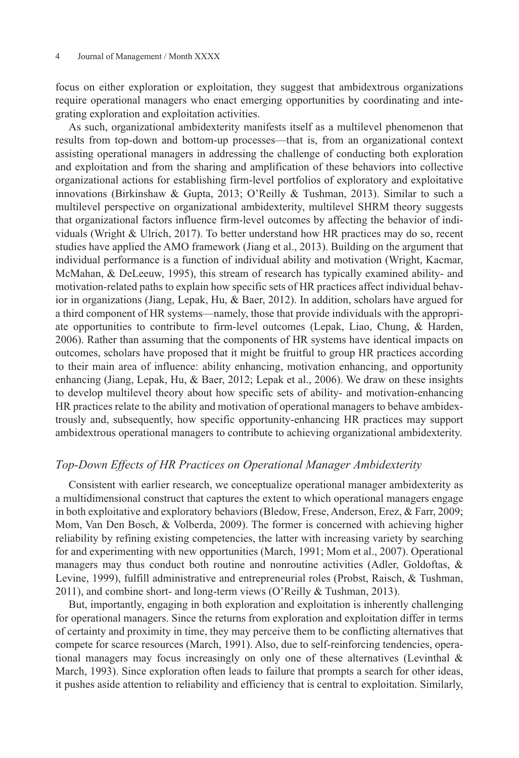focus on either exploration or exploitation, they suggest that ambidextrous organizations require operational managers who enact emerging opportunities by coordinating and integrating exploration and exploitation activities.

As such, organizational ambidexterity manifests itself as a multilevel phenomenon that results from top-down and bottom-up processes—that is, from an organizational context assisting operational managers in addressing the challenge of conducting both exploration and exploitation and from the sharing and amplification of these behaviors into collective organizational actions for establishing firm-level portfolios of exploratory and exploitative innovations (Birkinshaw & Gupta, 2013; O'Reilly & Tushman, 2013). Similar to such a multilevel perspective on organizational ambidexterity, multilevel SHRM theory suggests that organizational factors influence firm-level outcomes by affecting the behavior of individuals (Wright & Ulrich, 2017). To better understand how HR practices may do so, recent studies have applied the AMO framework (Jiang et al., 2013). Building on the argument that individual performance is a function of individual ability and motivation (Wright, Kacmar, McMahan, & DeLeeuw, 1995), this stream of research has typically examined ability- and motivation-related paths to explain how specific sets of HR practices affect individual behavior in organizations (Jiang, Lepak, Hu, & Baer, 2012). In addition, scholars have argued for a third component of HR systems—namely, those that provide individuals with the appropriate opportunities to contribute to firm-level outcomes (Lepak, Liao, Chung, & Harden, 2006). Rather than assuming that the components of HR systems have identical impacts on outcomes, scholars have proposed that it might be fruitful to group HR practices according to their main area of influence: ability enhancing, motivation enhancing, and opportunity enhancing (Jiang, Lepak, Hu, & Baer, 2012; Lepak et al., 2006). We draw on these insights to develop multilevel theory about how specific sets of ability- and motivation-enhancing HR practices relate to the ability and motivation of operational managers to behave ambidextrously and, subsequently, how specific opportunity-enhancing HR practices may support ambidextrous operational managers to contribute to achieving organizational ambidexterity.

### *Top-Down Effects of HR Practices on Operational Manager Ambidexterity*

Consistent with earlier research, we conceptualize operational manager ambidexterity as a multidimensional construct that captures the extent to which operational managers engage in both exploitative and exploratory behaviors (Bledow, Frese, Anderson, Erez, & Farr, 2009; Mom, Van Den Bosch, & Volberda, 2009). The former is concerned with achieving higher reliability by refining existing competencies, the latter with increasing variety by searching for and experimenting with new opportunities (March, 1991; Mom et al., 2007). Operational managers may thus conduct both routine and nonroutine activities (Adler, Goldoftas, & Levine, 1999), fulfill administrative and entrepreneurial roles (Probst, Raisch, & Tushman, 2011), and combine short- and long-term views (O'Reilly & Tushman, 2013).

But, importantly, engaging in both exploration and exploitation is inherently challenging for operational managers. Since the returns from exploration and exploitation differ in terms of certainty and proximity in time, they may perceive them to be conflicting alternatives that compete for scarce resources (March, 1991). Also, due to self-reinforcing tendencies, operational managers may focus increasingly on only one of these alternatives (Levinthal & March, 1993). Since exploration often leads to failure that prompts a search for other ideas, it pushes aside attention to reliability and efficiency that is central to exploitation. Similarly,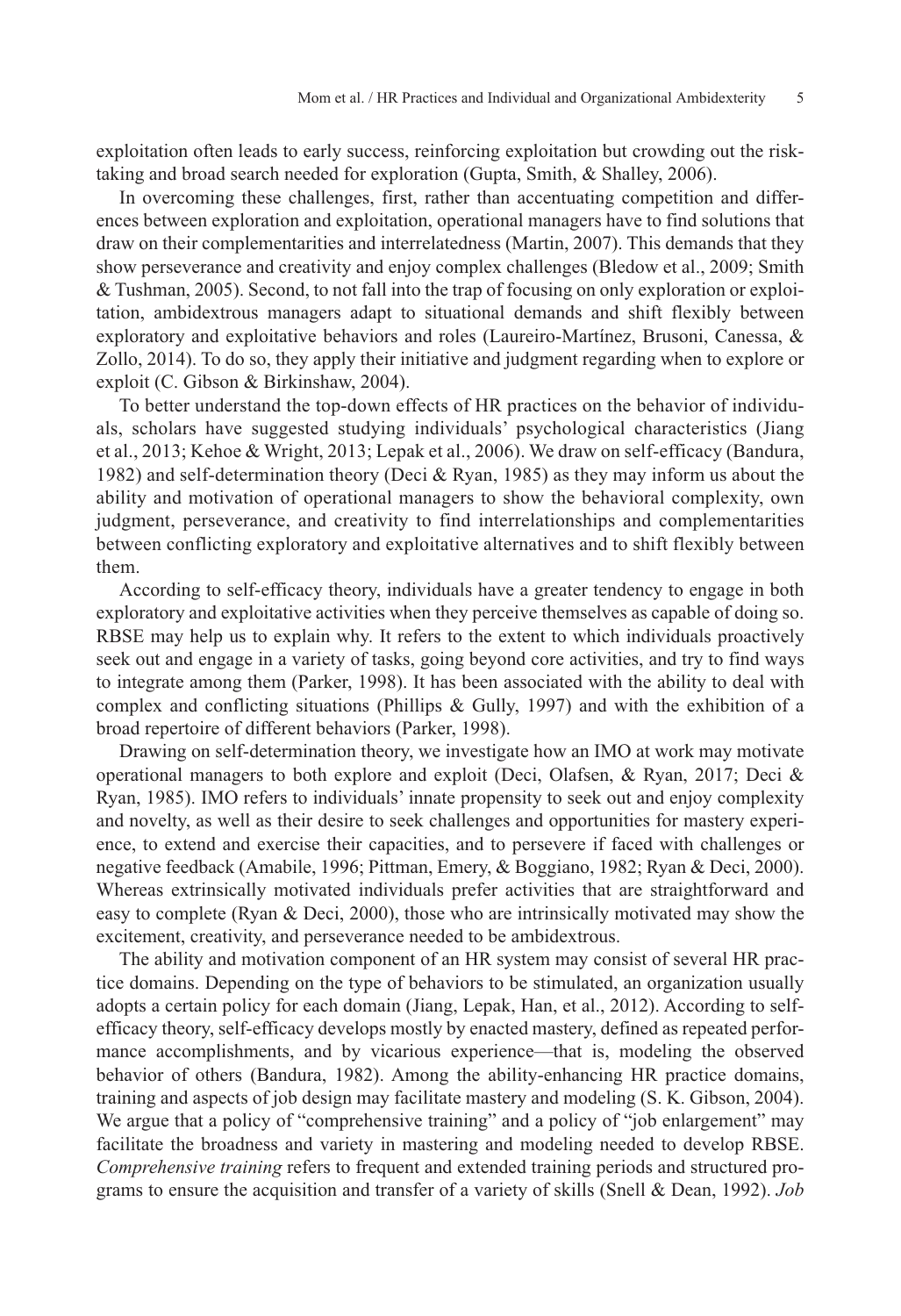exploitation often leads to early success, reinforcing exploitation but crowding out the risk-taking and broad search needed for exploration (Gupta, Smith, & Shalley, 2006).

In overcoming these challenges, first, rather than accentuating competition and differences between exploration and exploitation, operational managers have to find solutions that draw on their complementarities and interrelatedness (Martin, 2007). This demands that they show perseverance and creativity and enjoy complex challenges (Bledow et al., 2009; Smith & Tushman, 2005). Second, to not fall into the trap of focusing on only exploration or exploitation, ambidextrous managers adapt to situational demands and shift flexibly between exploratory and exploitative behaviors and roles (Laureiro-Martínez, Brusoni, Canessa, & Zollo, 2014). To do so, they apply their initiative and judgment regarding when to explore or exploit (C. Gibson & Birkinshaw, 2004).

To better understand the top-down effects of HR practices on the behavior of individuals, scholars have suggested studying individuals' psychological characteristics (Jiang et al., 2013; Kehoe & Wright, 2013; Lepak et al., 2006). We draw on self-efficacy (Bandura, 1982) and self-determination theory (Deci & Ryan, 1985) as they may inform us about the ability and motivation of operational managers to show the behavioral complexity, own judgment, perseverance, and creativity to find interrelationships and complementarities between conflicting exploratory and exploitative alternatives and to shift flexibly between them.

According to self-efficacy theory, individuals have a greater tendency to engage in both exploratory and exploitative activities when they perceive themselves as capable of doing so. RBSE may help us to explain why. It refers to the extent to which individuals proactively seek out and engage in a variety of tasks, going beyond core activities, and try to find ways to integrate among them (Parker, 1998). It has been associated with the ability to deal with complex and conflicting situations (Phillips & Gully, 1997) and with the exhibition of a broad repertoire of different behaviors (Parker, 1998).

Drawing on self-determination theory, we investigate how an IMO at work may motivate operational managers to both explore and exploit (Deci, Olafsen, & Ryan, 2017; Deci & Ryan, 1985). IMO refers to individuals' innate propensity to seek out and enjoy complexity and novelty, as well as their desire to seek challenges and opportunities for mastery experience, to extend and exercise their capacities, and to persevere if faced with challenges or negative feedback (Amabile, 1996; Pittman, Emery, & Boggiano, 1982; Ryan & Deci, 2000). Whereas extrinsically motivated individuals prefer activities that are straightforward and easy to complete (Ryan & Deci, 2000), those who are intrinsically motivated may show the excitement, creativity, and perseverance needed to be ambidextrous.

The ability and motivation component of an HR system may consist of several HR practice domains. Depending on the type of behaviors to be stimulated, an organization usually adopts a certain policy for each domain (Jiang, Lepak, Han, et al., 2012). According to self-efficacy theory, self-efficacy develops mostly by enacted mastery, defined as repeated performance accomplishments, and by vicarious experience—that is, modeling the observed behavior of others (Bandura, 1982). Among the ability-enhancing HR practice domains, training and aspects of job design may facilitate mastery and modeling (S. K. Gibson, 2004). We argue that a policy of "comprehensive training" and a policy of "job enlargement" may facilitate the broadness and variety in mastering and modeling needed to develop RBSE. *Comprehensive training* refers to frequent and extended training periods and structured programs to ensure the acquisition and transfer of a variety of skills (Snell & Dean, 1992). *Job*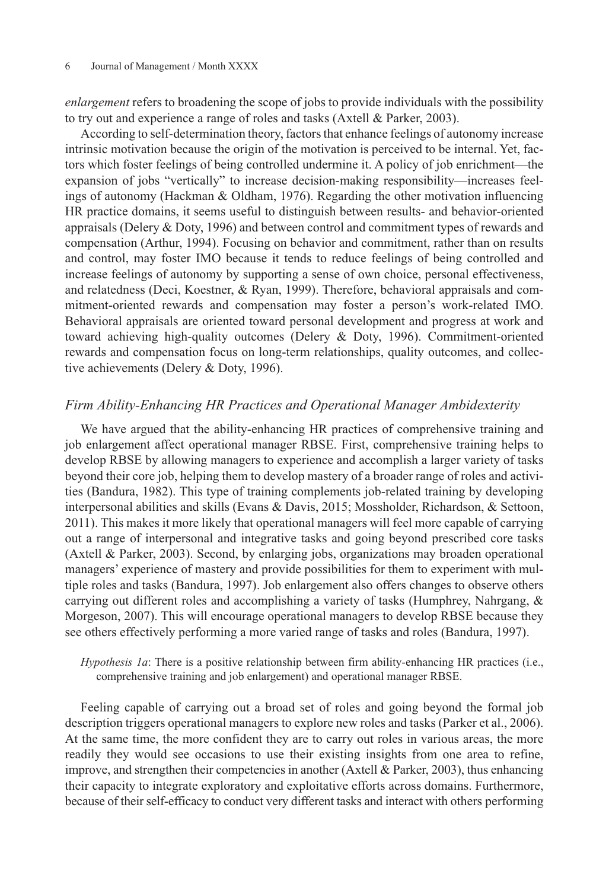*enlargement* refers to broadening the scope of jobs to provide individuals with the possibility to try out and experience a range of roles and tasks (Axtell & Parker, 2003).

According to self-determination theory, factors that enhance feelings of autonomy increase intrinsic motivation because the origin of the motivation is perceived to be internal. Yet, factors which foster feelings of being controlled undermine it. A policy of job enrichment—the expansion of jobs "vertically" to increase decision-making responsibility—increases feelings of autonomy (Hackman & Oldham, 1976). Regarding the other motivation influencing HR practice domains, it seems useful to distinguish between results- and behavior-oriented appraisals (Delery & Doty, 1996) and between control and commitment types of rewards and compensation (Arthur, 1994). Focusing on behavior and commitment, rather than on results and control, may foster IMO because it tends to reduce feelings of being controlled and increase feelings of autonomy by supporting a sense of own choice, personal effectiveness, and relatedness (Deci, Koestner, & Ryan, 1999). Therefore, behavioral appraisals and commitment-oriented rewards and compensation may foster a person's work-related IMO. Behavioral appraisals are oriented toward personal development and progress at work and toward achieving high-quality outcomes (Delery & Doty, 1996). Commitment-oriented rewards and compensation focus on long-term relationships, quality outcomes, and collective achievements (Delery & Doty, 1996).

### *Firm Ability-Enhancing HR Practices and Operational Manager Ambidexterity*

We have argued that the ability-enhancing HR practices of comprehensive training and job enlargement affect operational manager RBSE. First, comprehensive training helps to develop RBSE by allowing managers to experience and accomplish a larger variety of tasks beyond their core job, helping them to develop mastery of a broader range of roles and activities (Bandura, 1982). This type of training complements job-related training by developing interpersonal abilities and skills (Evans & Davis, 2015; Mossholder, Richardson, & Settoon, 2011). This makes it more likely that operational managers will feel more capable of carrying out a range of interpersonal and integrative tasks and going beyond prescribed core tasks (Axtell & Parker, 2003). Second, by enlarging jobs, organizations may broaden operational managers' experience of mastery and provide possibilities for them to experiment with multiple roles and tasks (Bandura, 1997). Job enlargement also offers changes to observe others carrying out different roles and accomplishing a variety of tasks (Humphrey, Nahrgang, & Morgeson, 2007). This will encourage operational managers to develop RBSE because they see others effectively performing a more varied range of tasks and roles (Bandura, 1997).

> *Hypothesis 1a*: There is a positive relationship between firm ability-enhancing HR practices (i.e., comprehensive training and job enlargement) and operational manager RBSE.

Feeling capable of carrying out a broad set of roles and going beyond the formal job description triggers operational managers to explore new roles and tasks (Parker et al., 2006). At the same time, the more confident they are to carry out roles in various areas, the more readily they would see occasions to use their existing insights from one area to refine, improve, and strengthen their competencies in another (Axtell & Parker, 2003), thus enhancing their capacity to integrate exploratory and exploitative efforts across domains. Furthermore, because of their self-efficacy to conduct very different tasks and interact with others performing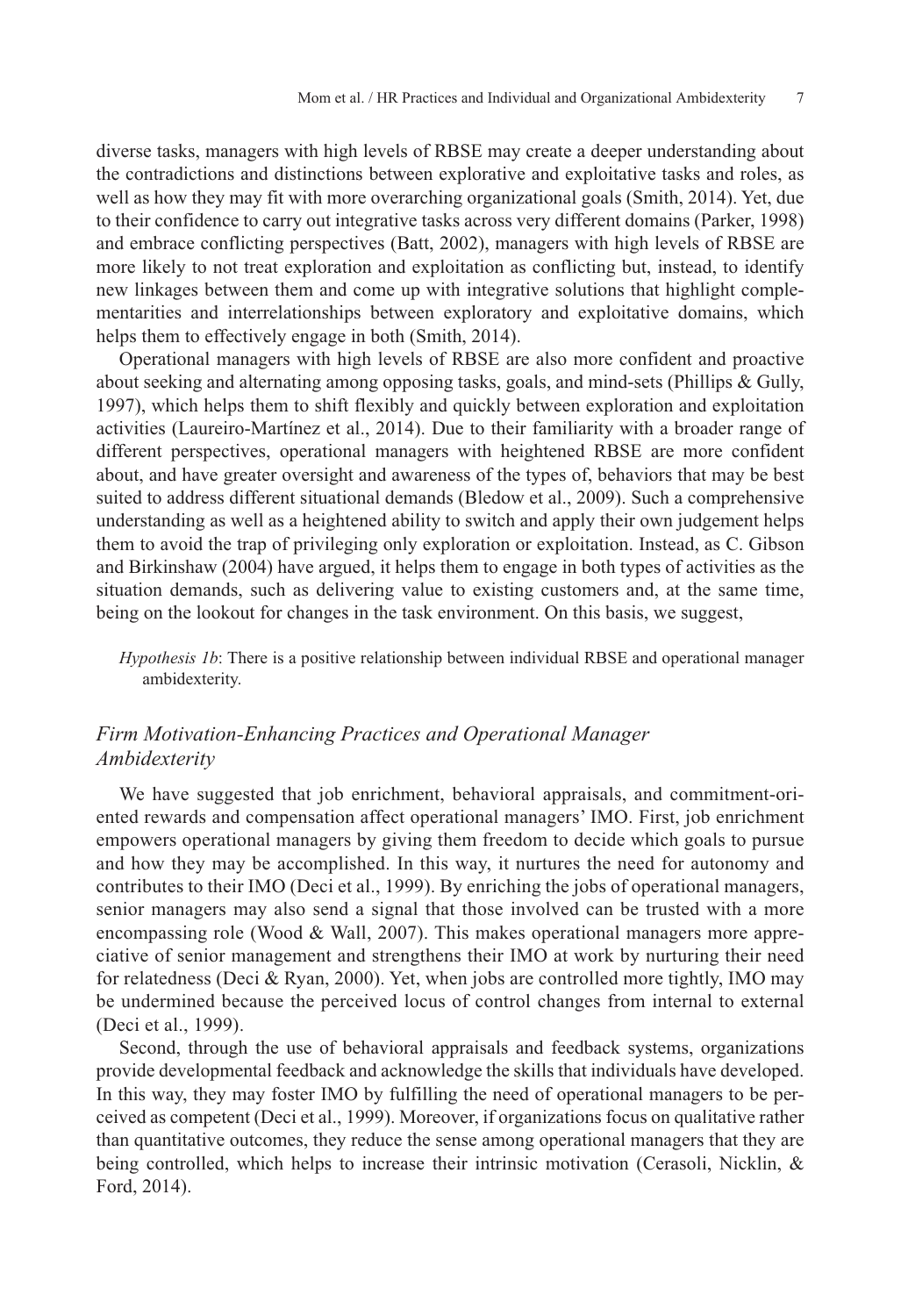diverse tasks, managers with high levels of RBSE may create a deeper understanding about the contradictions and distinctions between explorative and exploitative tasks and roles, as well as how they may fit with more overarching organizational goals (Smith, 2014). Yet, due to their confidence to carry out integrative tasks across very different domains (Parker, 1998) and embrace conflicting perspectives (Batt, 2002), managers with high levels of RBSE are more likely to not treat exploration and exploitation as conflicting but, instead, to identify new linkages between them and come up with integrative solutions that highlight complementarities and interrelationships between exploratory and exploitative domains, which helps them to effectively engage in both (Smith, 2014).

Operational managers with high levels of RBSE are also more confident and proactive about seeking and alternating among opposing tasks, goals, and mind-sets (Phillips & Gully, 1997), which helps them to shift flexibly and quickly between exploration and exploitation activities (Laureiro-Martínez et al., 2014). Due to their familiarity with a broader range of different perspectives, operational managers with heightened RBSE are more confident about, and have greater oversight and awareness of the types of, behaviors that may be best suited to address different situational demands (Bledow et al., 2009). Such a comprehensive understanding as well as a heightened ability to switch and apply their own judgement helps them to avoid the trap of privileging only exploration or exploitation. Instead, as C. Gibson and Birkinshaw (2004) have argued, it helps them to engage in both types of activities as the situation demands, such as delivering value to existing customers and, at the same time, being on the lookout for changes in the task environment. On this basis, we suggest,

> *Hypothesis 1b*: There is a positive relationship between individual RBSE and operational manager ambidexterity.

### *Firm Motivation-Enhancing Practices and Operational Manager Ambidexterity*

We have suggested that job enrichment, behavioral appraisals, and commitment-oriented rewards and compensation affect operational managers' IMO. First, job enrichment empowers operational managers by giving them freedom to decide which goals to pursue and how they may be accomplished. In this way, it nurtures the need for autonomy and contributes to their IMO (Deci et al., 1999). By enriching the jobs of operational managers, senior managers may also send a signal that those involved can be trusted with a more encompassing role (Wood & Wall, 2007). This makes operational managers more appreciative of senior management and strengthens their IMO at work by nurturing their need for relatedness (Deci & Ryan, 2000). Yet, when jobs are controlled more tightly, IMO may be undermined because the perceived locus of control changes from internal to external (Deci et al., 1999).

Second, through the use of behavioral appraisals and feedback systems, organizations provide developmental feedback and acknowledge the skills that individuals have developed. In this way, they may foster IMO by fulfilling the need of operational managers to be perceived as competent (Deci et al., 1999). Moreover, if organizations focus on qualitative rather than quantitative outcomes, they reduce the sense among operational managers that they are being controlled, which helps to increase their intrinsic motivation (Cerasoli, Nicklin, & Ford, 2014).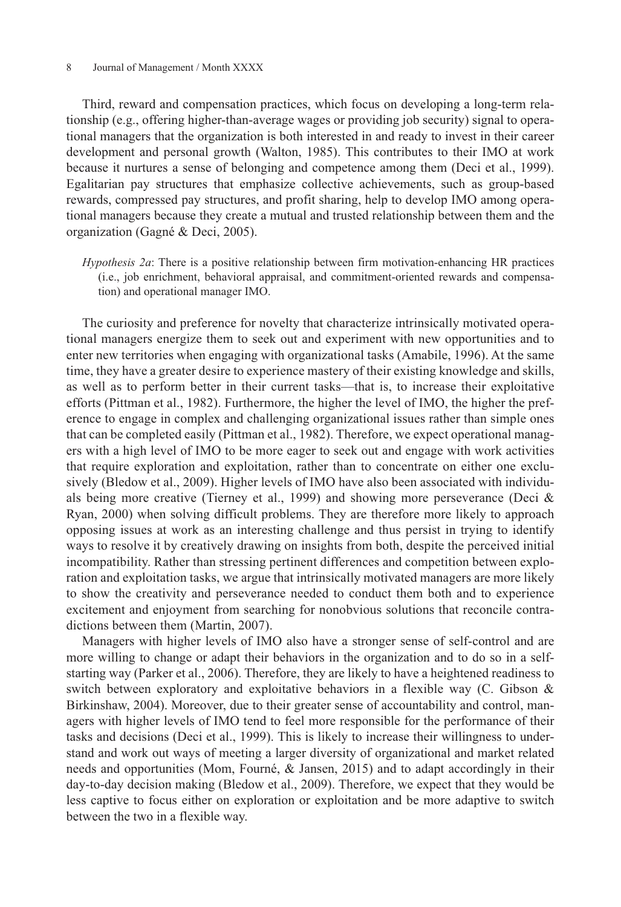Third, reward and compensation practices, which focus on developing a long-term relationship (e.g., offering higher-than-average wages or providing job security) signal to operational managers that the organization is both interested in and ready to invest in their career development and personal growth (Walton, 1985). This contributes to their IMO at work because it nurtures a sense of belonging and competence among them (Deci et al., 1999). Egalitarian pay structures that emphasize collective achievements, such as group-based rewards, compressed pay structures, and profit sharing, help to develop IMO among operational managers because they create a mutual and trusted relationship between them and the organization (Gagné & Deci, 2005).

> *Hypothesis 2a*: There is a positive relationship between firm motivation-enhancing HR practices (i.e., job enrichment, behavioral appraisal, and commitment-oriented rewards and compensation) and operational manager IMO.

The curiosity and preference for novelty that characterize intrinsically motivated operational managers energize them to seek out and experiment with new opportunities and to enter new territories when engaging with organizational tasks (Amabile, 1996). At the same time, they have a greater desire to experience mastery of their existing knowledge and skills, as well as to perform better in their current tasks—that is, to increase their exploitative efforts (Pittman et al., 1982). Furthermore, the higher the level of IMO, the higher the preference to engage in complex and challenging organizational issues rather than simple ones that can be completed easily (Pittman et al., 1982). Therefore, we expect operational managers with a high level of IMO to be more eager to seek out and engage with work activities that require exploration and exploitation, rather than to concentrate on either one exclusively (Bledow et al., 2009). Higher levels of IMO have also been associated with individuals being more creative (Tierney et al., 1999) and showing more perseverance (Deci & Ryan, 2000) when solving difficult problems. They are therefore more likely to approach opposing issues at work as an interesting challenge and thus persist in trying to identify ways to resolve it by creatively drawing on insights from both, despite the perceived initial incompatibility. Rather than stressing pertinent differences and competition between exploration and exploitation tasks, we argue that intrinsically motivated managers are more likely to show the creativity and perseverance needed to conduct them both and to experience excitement and enjoyment from searching for nonobvious solutions that reconcile contradictions between them (Martin, 2007).

Managers with higher levels of IMO also have a stronger sense of self-control and are more willing to change or adapt their behaviors in the organization and to do so in a self-starting way (Parker et al., 2006). Therefore, they are likely to have a heightened readiness to switch between exploratory and exploitative behaviors in a flexible way (C. Gibson & Birkinshaw, 2004). Moreover, due to their greater sense of accountability and control, managers with higher levels of IMO tend to feel more responsible for the performance of their tasks and decisions (Deci et al., 1999). This is likely to increase their willingness to understand and work out ways of meeting a larger diversity of organizational and market related needs and opportunities (Mom, Fourné, & Jansen, 2015) and to adapt accordingly in their day-to-day decision making (Bledow et al., 2009). Therefore, we expect that they would be less captive to focus either on exploration or exploitation and be more adaptive to switch between the two in a flexible way.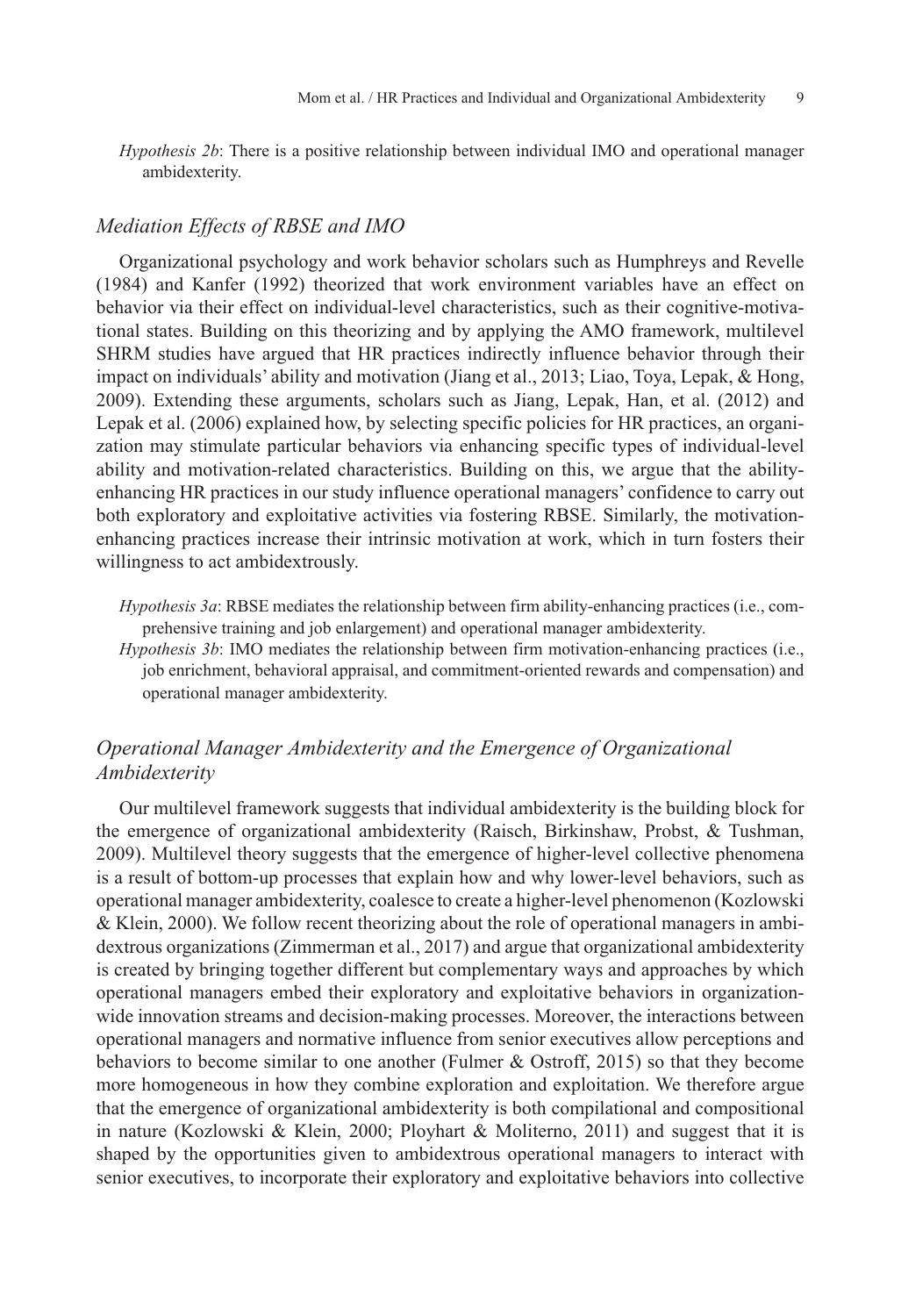*Hypothesis 2b*: There is a positive relationship between individual IMO and operational manager ambidexterity.

### *Mediation Effects of RBSE and IMO*

Organizational psychology and work behavior scholars such as Humphreys and Revelle (1984) and Kanfer (1992) theorized that work environment variables have an effect on behavior via their effect on individual-level characteristics, such as their cognitive-motivational states. Building on this theorizing and by applying the AMO framework, multilevel SHRM studies have argued that HR practices indirectly influence behavior through their impact on individuals' ability and motivation (Jiang et al., 2013; Liao, Toya, Lepak, & Hong, 2009). Extending these arguments, scholars such as Jiang, Lepak, Han, et al. (2012) and Lepak et al. (2006) explained how, by selecting specific policies for HR practices, an organization may stimulate particular behaviors via enhancing specific types of individual-level ability and motivation-related characteristics. Building on this, we argue that the ability-enhancing HR practices in our study influence operational managers' confidence to carry out both exploratory and exploitative activities via fostering RBSE. Similarly, the motivation-enhancing practices increase their intrinsic motivation at work, which in turn fosters their willingness to act ambidextrously.

*Hypothesis 3a*: RBSE mediates the relationship between firm ability-enhancing practices (i.e., comprehensive training and job enlargement) and operational manager ambidexterity.

*Hypothesis 3b*: IMO mediates the relationship between firm motivation-enhancing practices (i.e., job enrichment, behavioral appraisal, and commitment-oriented rewards and compensation) and operational manager ambidexterity.

### *Operational Manager Ambidexterity and the Emergence of Organizational Ambidexterity*

Our multilevel framework suggests that individual ambidexterity is the building block for the emergence of organizational ambidexterity (Raisch, Birkinshaw, Probst, & Tushman, 2009). Multilevel theory suggests that the emergence of higher-level collective phenomena is a result of bottom-up processes that explain how and why lower-level behaviors, such as operational manager ambidexterity, coalesce to create a higher-level phenomenon (Kozlowski & Klein, 2000). We follow recent theorizing about the role of operational managers in ambidextrous organizations (Zimmerman et al., 2017) and argue that organizational ambidexterity is created by bringing together different but complementary ways and approaches by which operational managers embed their exploratory and exploitative behaviors in organization-wide innovation streams and decision-making processes. Moreover, the interactions between operational managers and normative influence from senior executives allow perceptions and behaviors to become similar to one another (Fulmer & Ostroff, 2015) so that they become more homogeneous in how they combine exploration and exploitation. We therefore argue that the emergence of organizational ambidexterity is both compilational and compositional in nature (Kozlowski & Klein, 2000; Ployhart & Moliterno, 2011) and suggest that it is shaped by the opportunities given to ambidextrous operational managers to interact with senior executives, to incorporate their exploratory and exploitative behaviors into collective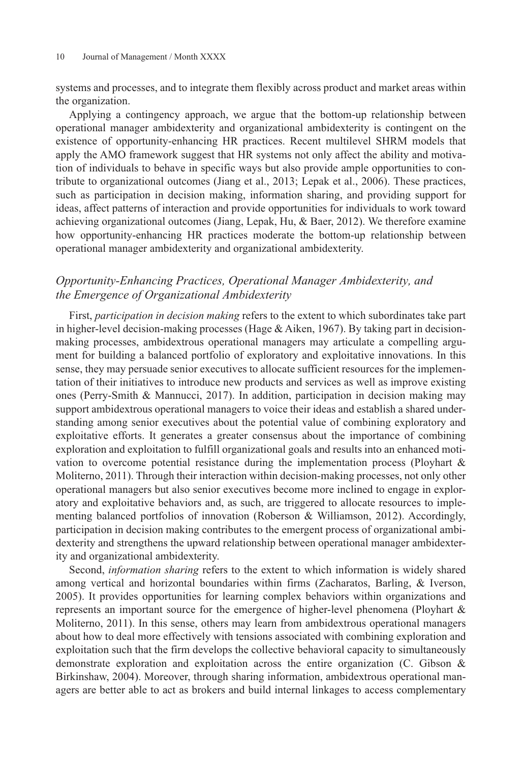systems and processes, and to integrate them flexibly across product and market areas within the organization.

Applying a contingency approach, we argue that the bottom-up relationship between operational manager ambidexterity and organizational ambidexterity is contingent on the existence of opportunity-enhancing HR practices. Recent multilevel SHRM models that apply the AMO framework suggest that HR systems not only affect the ability and motivation of individuals to behave in specific ways but also provide ample opportunities to contribute to organizational outcomes (Jiang et al., 2013; Lepak et al., 2006). These practices, such as participation in decision making, information sharing, and providing support for ideas, affect patterns of interaction and provide opportunities for individuals to work toward achieving organizational outcomes (Jiang, Lepak, Hu, & Baer, 2012). We therefore examine how opportunity-enhancing HR practices moderate the bottom-up relationship between operational manager ambidexterity and organizational ambidexterity.

### *Opportunity-Enhancing Practices, Operational Manager Ambidexterity, and the Emergence of Organizational Ambidexterity*

First, *participation in decision making* refers to the extent to which subordinates take part in higher-level decision-making processes (Hage & Aiken, 1967). By taking part in decision-making processes, ambidextrous operational managers may articulate a compelling argument for building a balanced portfolio of exploratory and exploitative innovations. In this sense, they may persuade senior executives to allocate sufficient resources for the implementation of their initiatives to introduce new products and services as well as improve existing ones (Perry-Smith & Mannucci, 2017). In addition, participation in decision making may support ambidextrous operational managers to voice their ideas and establish a shared understanding among senior executives about the potential value of combining exploratory and exploitative efforts. It generates a greater consensus about the importance of combining exploration and exploitation to fulfill organizational goals and results into an enhanced motivation to overcome potential resistance during the implementation process (Ployhart & Moliterno, 2011). Through their interaction within decision-making processes, not only other operational managers but also senior executives become more inclined to engage in exploratory and exploitative behaviors and, as such, are triggered to allocate resources to implementing balanced portfolios of innovation (Roberson & Williamson, 2012). Accordingly, participation in decision making contributes to the emergent process of organizational ambidexterity and strengthens the upward relationship between operational manager ambidexterity and organizational ambidexterity.

Second, *information sharing* refers to the extent to which information is widely shared among vertical and horizontal boundaries within firms (Zacharatos, Barling, & Iverson, 2005). It provides opportunities for learning complex behaviors within organizations and represents an important source for the emergence of higher-level phenomena (Ployhart & Moliterno, 2011). In this sense, others may learn from ambidextrous operational managers about how to deal more effectively with tensions associated with combining exploration and exploitation such that the firm develops the collective behavioral capacity to simultaneously demonstrate exploration and exploitation across the entire organization (C. Gibson & Birkinshaw, 2004). Moreover, through sharing information, ambidextrous operational managers are better able to act as brokers and build internal linkages to access complementary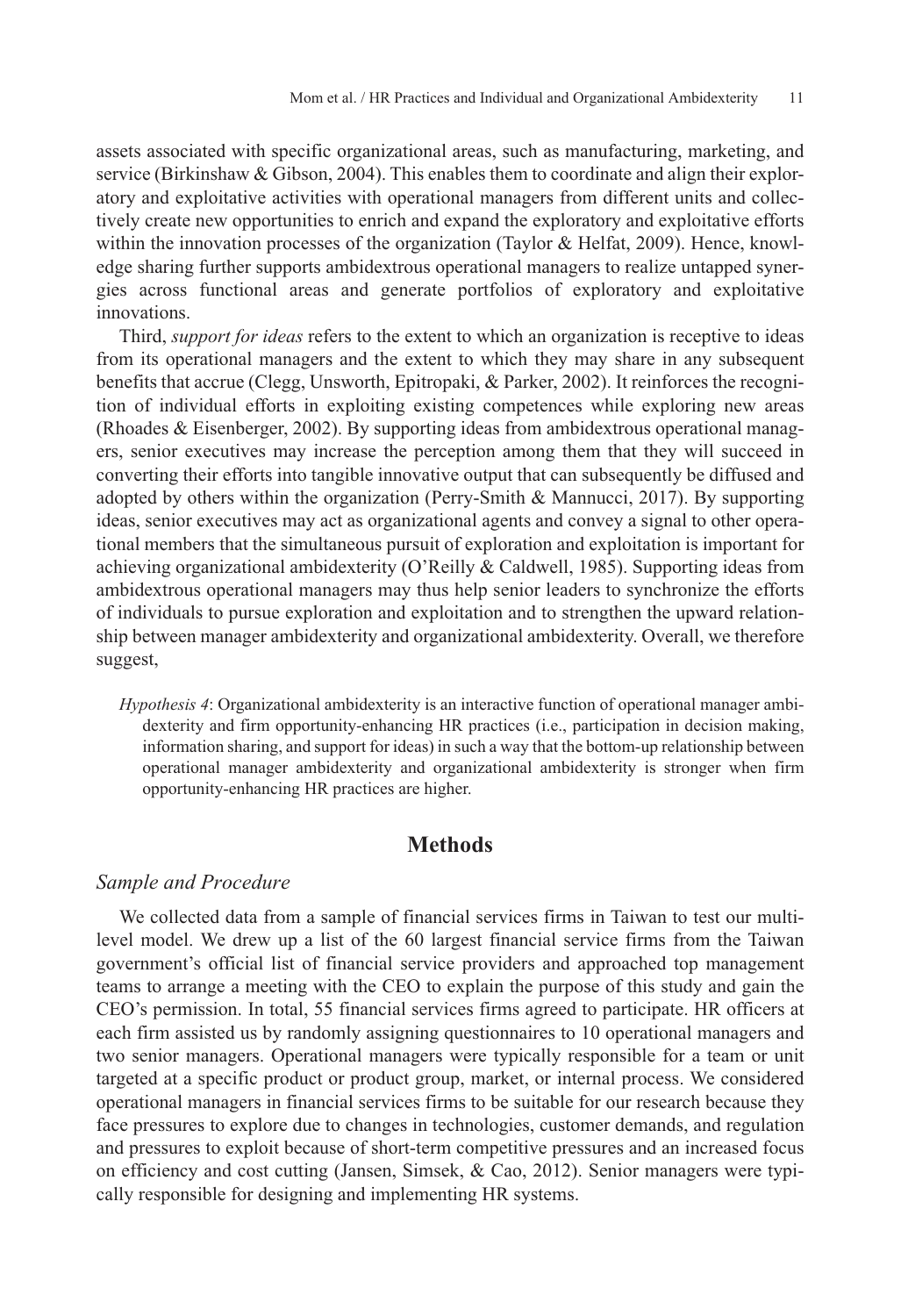assets associated with specific organizational areas, such as manufacturing, marketing, and service (Birkinshaw & Gibson, 2004). This enables them to coordinate and align their exploratory and exploitative activities with operational managers from different units and collectively create new opportunities to enrich and expand the exploratory and exploitative efforts within the innovation processes of the organization (Taylor & Helfat, 2009). Hence, knowledge sharing further supports ambidextrous operational managers to realize untapped synergies across functional areas and generate portfolios of exploratory and exploitative innovations.

Third, *support for ideas* refers to the extent to which an organization is receptive to ideas from its operational managers and the extent to which they may share in any subsequent benefits that accrue (Clegg, Unsworth, Epitropaki, & Parker, 2002). It reinforces the recognition of individual efforts in exploiting existing competences while exploring new areas (Rhoades & Eisenberger, 2002). By supporting ideas from ambidextrous operational managers, senior executives may increase the perception among them that they will succeed in converting their efforts into tangible innovative output that can subsequently be diffused and adopted by others within the organization (Perry-Smith & Mannucci, 2017). By supporting ideas, senior executives may act as organizational agents and convey a signal to other operational members that the simultaneous pursuit of exploration and exploitation is important for achieving organizational ambidexterity (O'Reilly & Caldwell, 1985). Supporting ideas from ambidextrous operational managers may thus help senior leaders to synchronize the efforts of individuals to pursue exploration and exploitation and to strengthen the upward relationship between manager ambidexterity and organizational ambidexterity. Overall, we therefore suggest,

> *Hypothesis 4*: Organizational ambidexterity is an interactive function of operational manager ambidexterity and firm opportunity-enhancing HR practices (i.e., participation in decision making, information sharing, and support for ideas) in such a way that the bottom-up relationship between operational manager ambidexterity and organizational ambidexterity is stronger when firm opportunity-enhancing HR practices are higher.

## Methods

### *Sample and Procedure*

We collected data from a sample of financial services firms in Taiwan to test our multilevel model. We drew up a list of the 60 largest financial service firms from the Taiwan government's official list of financial service providers and approached top management teams to arrange a meeting with the CEO to explain the purpose of this study and gain the CEO's permission. In total, 55 financial services firms agreed to participate. HR officers at each firm assisted us by randomly assigning questionnaires to 10 operational managers and two senior managers. Operational managers were typically responsible for a team or unit targeted at a specific product or product group, market, or internal process. We considered operational managers in financial services firms to be suitable for our research because they face pressures to explore due to changes in technologies, customer demands, and regulation and pressures to exploit because of short-term competitive pressures and an increased focus on efficiency and cost cutting (Jansen, Simsek, & Cao, 2012). Senior managers were typically responsible for designing and implementing HR systems.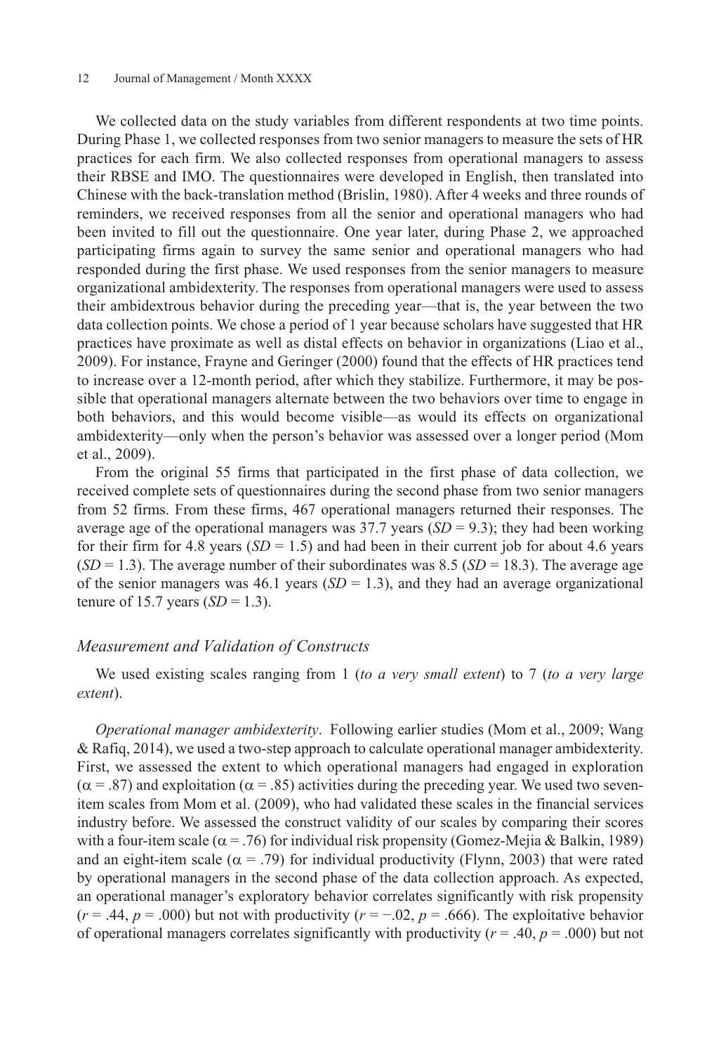We collected data on the study variables from different respondents at two time points. During Phase 1, we collected responses from two senior managers to measure the sets of HR practices for each firm. We also collected responses from operational managers to assess their RBSE and IMO. The questionnaires were developed in English, then translated into Chinese with the back-translation method (Brislin, 1980). After 4 weeks and three rounds of reminders, we received responses from all the senior and operational managers who had been invited to fill out the questionnaire. One year later, during Phase 2, we approached participating firms again to survey the same senior and operational managers who had responded during the first phase. We used responses from the senior managers to measure organizational ambidexterity. The responses from operational managers were used to assess their ambidextrous behavior during the preceding year—that is, the year between the two data collection points. We chose a period of 1 year because scholars have suggested that HR practices have proximate as well as distal effects on behavior in organizations (Liao et al., 2009). For instance, Frayne and Geringer (2000) found that the effects of HR practices tend to increase over a 12-month period, after which they stabilize. Furthermore, it may be possible that operational managers alternate between the two behaviors over time to engage in both behaviors, and this would become visible—as would its effects on organizational ambidexterity—only when the person's behavior was assessed over a longer period (Mom et al., 2009).

From the original 55 firms that participated in the first phase of data collection, we received complete sets of questionnaires during the second phase from two senior managers from 52 firms. From these firms, 467 operational managers returned their responses. The average age of the operational managers was 37.7 years ($SD$ = 9.3); they had been working for their firm for 4.8 years ($SD$ = 1.5) and had been in their current job for about 4.6 years ($SD$ = 1.3). The average number of their subordinates was 8.5 ($SD$ = 18.3). The average age of the senior managers was 46.1 years ($SD$ = 1.3), and they had an average organizational tenure of 15.7 years ($SD$ = 1.3).

### *Measurement and Validation of Constructs*

We used existing scales ranging from 1 (*to a very small extent*) to 7 (*to a very large extent*).

*Operational manager ambidexterity*. Following earlier studies (Mom et al., 2009; Wang & Rafiq, 2014), we used a two-step approach to calculate operational manager ambidexterity. First, we assessed the extent to which operational managers had engaged in exploration ($\alpha = .87$) and exploitation ($\alpha = .85$) activities during the preceding year. We used two seven-item scales from Mom et al. (2009), who had validated these scales in the financial services industry before. We assessed the construct validity of our scales by comparing their scores with a four-item scale ($\alpha = .76$) for individual risk propensity (Gomez-Mejia & Balkin, 1989) and an eight-item scale ($\alpha = .79$) for individual productivity (Flynn, 2003) that were rated by operational managers in the second phase of the data collection approach. As expected, an operational manager's exploratory behavior correlates significantly with risk propensity ($r = .44$, $p = .000$) but not with productivity ($r = -.02$, $p = .666$). The exploitative behavior of operational managers correlates significantly with productivity ($r = .40$, $p = .000$) but not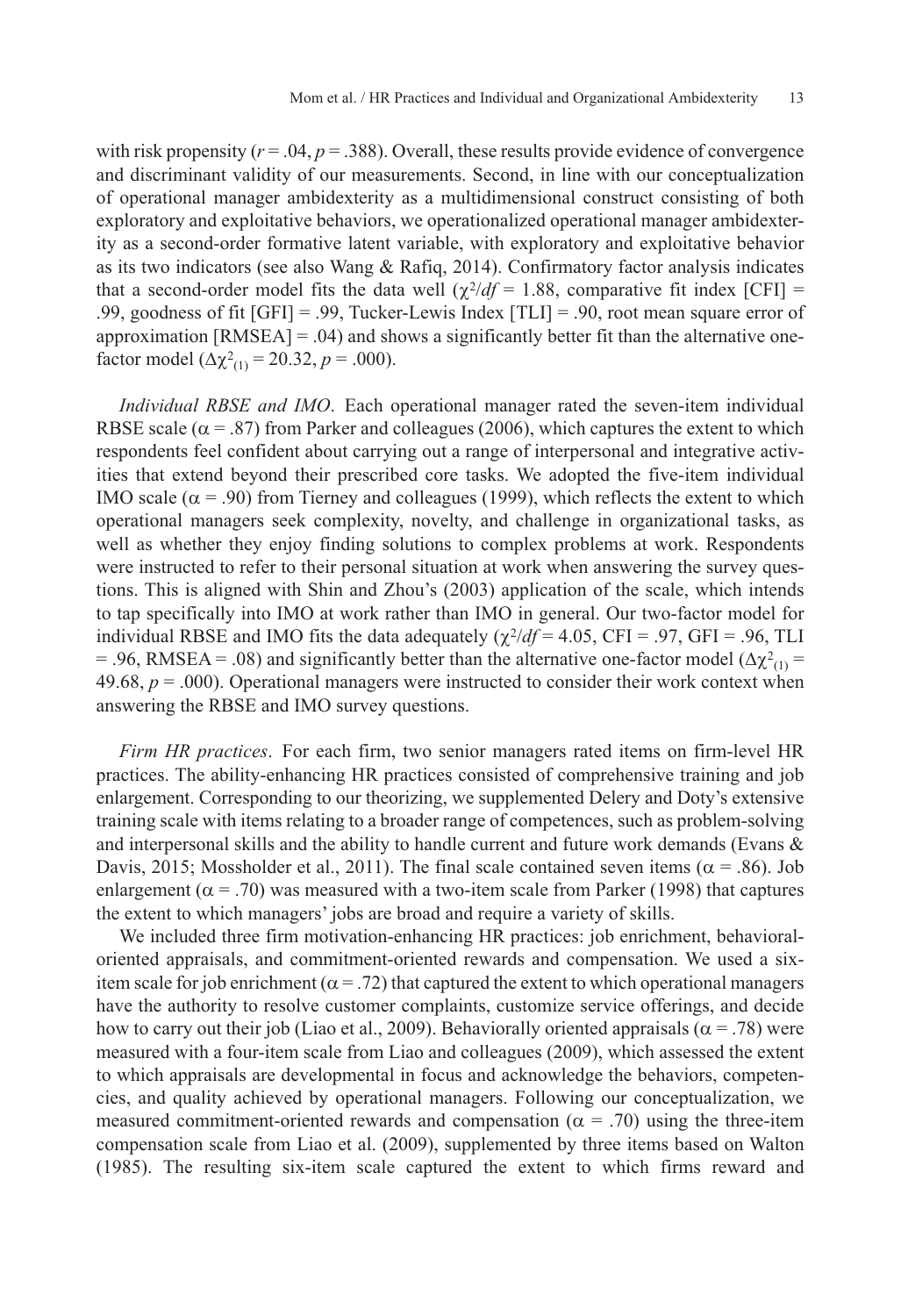with risk propensity ($r = .04$, $p = .388$). Overall, these results provide evidence of convergence and discriminant validity of our measurements. Second, in line with our conceptualization of operational manager ambidexterity as a multidimensional construct consisting of both exploratory and exploitative behaviors, we operationalized operational manager ambidexterity as a second-order formative latent variable, with exploratory and exploitative behavior as its two indicators (see also Wang & Rafiq, 2014). Confirmatory factor analysis indicates that a second-order model fits the data well ($\chi^2/df = 1.88$, comparative fit index [CFI] = .99, goodness of fit [GFI] = .99, Tucker-Lewis Index [TLI] = .90, root mean square error of approximation [RMSEA] = .04) and shows a significantly better fit than the alternative one-factor model ($\Delta\chi^2_{(1)} = 20.32$, $p = .000$).

*Individual RBSE and IMO*. Each operational manager rated the seven-item individual RBSE scale ($\alpha = .87$) from Parker and colleagues (2006), which captures the extent to which respondents feel confident about carrying out a range of interpersonal and integrative activities that extend beyond their prescribed core tasks. We adopted the five-item individual IMO scale ($\alpha = .90$) from Tierney and colleagues (1999), which reflects the extent to which operational managers seek complexity, novelty, and challenge in organizational tasks, as well as whether they enjoy finding solutions to complex problems at work. Respondents were instructed to refer to their personal situation at work when answering the survey questions. This is aligned with Shin and Zhou's (2003) application of the scale, which intends to tap specifically into IMO at work rather than IMO in general. Our two-factor model for individual RBSE and IMO fits the data adequately ($\chi^2/df = 4.05$, CFI = .97, GFI = .96, TLI = .96, RMSEA = .08) and significantly better than the alternative one-factor model ($\Delta\chi^2_{(1)} = 49.68$, $p = .000$). Operational managers were instructed to consider their work context when answering the RBSE and IMO survey questions.

*Firm HR practices*. For each firm, two senior managers rated items on firm-level HR practices. The ability-enhancing HR practices consisted of comprehensive training and job enlargement. Corresponding to our theorizing, we supplemented Delery and Doty's extensive training scale with items relating to a broader range of competences, such as problem-solving and interpersonal skills and the ability to handle current and future work demands (Evans & Davis, 2015; Mossholder et al., 2011). The final scale contained seven items ($\alpha = .86$). Job enlargement ($\alpha = .70$) was measured with a two-item scale from Parker (1998) that captures the extent to which managers' jobs are broad and require a variety of skills.

We included three firm motivation-enhancing HR practices: job enrichment, behavioral-oriented appraisals, and commitment-oriented rewards and compensation. We used a six-item scale for job enrichment ($\alpha = .72$) that captured the extent to which operational managers have the authority to resolve customer complaints, customize service offerings, and decide how to carry out their job (Liao et al., 2009). Behaviorally oriented appraisals ($\alpha = .78$) were measured with a four-item scale from Liao and colleagues (2009), which assessed the extent to which appraisals are developmental in focus and acknowledge the behaviors, competencies, and quality achieved by operational managers. Following our conceptualization, we measured commitment-oriented rewards and compensation ($\alpha = .70$) using the three-item compensation scale from Liao et al. (2009), supplemented by three items based on Walton (1985). The resulting six-item scale captured the extent to which firms reward and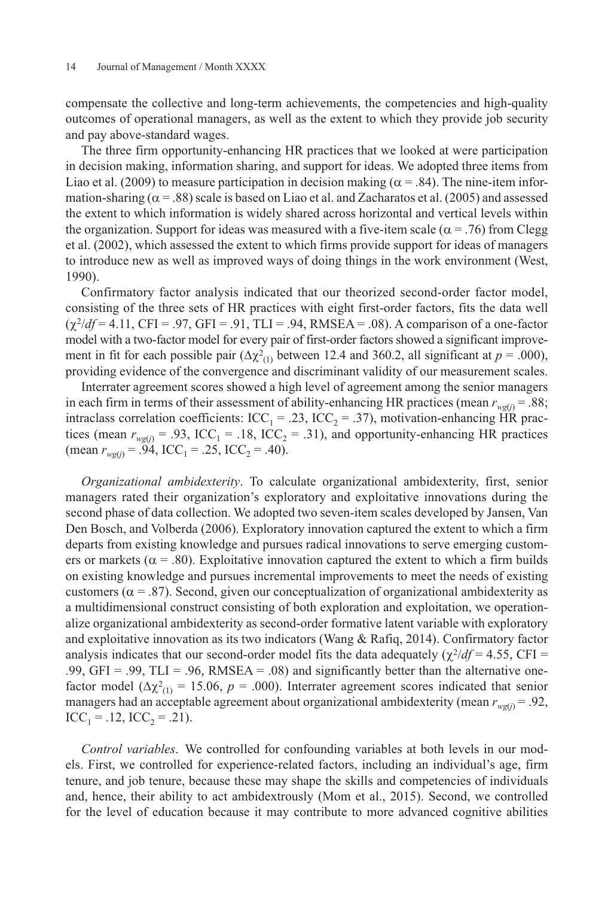compensate the collective and long-term achievements, the competencies and high-quality outcomes of operational managers, as well as the extent to which they provide job security and pay above-standard wages.

The three firm opportunity-enhancing HR practices that we looked at were participation in decision making, information sharing, and support for ideas. We adopted three items from Liao et al. (2009) to measure participation in decision making ($\alpha = .84$). The nine-item information-sharing ($\alpha = .88$) scale is based on Liao et al. and Zacharatos et al. (2005) and assessed the extent to which information is widely shared across horizontal and vertical levels within the organization. Support for ideas was measured with a five-item scale ($\alpha = .76$) from Clegg et al. (2002), which assessed the extent to which firms provide support for ideas of managers to introduce new as well as improved ways of doing things in the work environment (West, 1990).

Confirmatory factor analysis indicated that our theorized second-order factor model, consisting of the three sets of HR practices with eight first-order factors, fits the data well ($\chi^2/df = 4.11$, CFI = .97, GFI = .91, TLI = .94, RMSEA = .08). A comparison of a one-factor model with a two-factor model for every pair of first-order factors showed a significant improvement in fit for each possible pair ($\Delta\chi^2_{(1)}$ between 12.4 and 360.2, all significant at $p = .000$), providing evidence of the convergence and discriminant validity of our measurement scales.

Interrater agreement scores showed a high level of agreement among the senior managers in each firm in terms of their assessment of ability-enhancing HR practices (mean $r_{wg(j)} = .88$; intraclass correlation coefficients: $ICC_1 = .23$, $ICC_2 = .37$), motivation-enhancing HR practices (mean $r_{wg(j)} = .93$, $ICC_1 = .18$, $ICC_2 = .31$), and opportunity-enhancing HR practices (mean $r_{wg(j)} = .94$, $ICC_1 = .25$, $ICC_2 = .40$).

*Organizational ambidexterity*. To calculate organizational ambidexterity, first, senior managers rated their organization's exploratory and exploitative innovations during the second phase of data collection. We adopted two seven-item scales developed by Jansen, Van Den Bosch, and Volberda (2006). Exploratory innovation captured the extent to which a firm departs from existing knowledge and pursues radical innovations to serve emerging customers or markets ($\alpha = .80$). Exploitative innovation captured the extent to which a firm builds on existing knowledge and pursues incremental improvements to meet the needs of existing customers ($\alpha = .87$). Second, given our conceptualization of organizational ambidexterity as a multidimensional construct consisting of both exploration and exploitation, we operationalize organizational ambidexterity as second-order formative latent variable with exploratory and exploitative innovation as its two indicators (Wang & Rafiq, 2014). Confirmatory factor analysis indicates that our second-order model fits the data adequately ($\chi^2/df = 4.55$, CFI = .99, GFI = .99, TLI = .96, RMSEA = .08) and significantly better than the alternative one-factor model ($\Delta\chi^2_{(1)} = 15.06$, $p = .000$). Interrater agreement scores indicated that senior managers had an acceptable agreement about organizational ambidexterity (mean $r_{wg(j)} = .92$, $ICC_1 = .12$, $ICC_2 = .21$).

*Control variables*. We controlled for confounding variables at both levels in our models. First, we controlled for experience-related factors, including an individual's age, firm tenure, and job tenure, because these may shape the skills and competencies of individuals and, hence, their ability to act ambidextrously (Mom et al., 2015). Second, we controlled for the level of education because it may contribute to more advanced cognitive abilities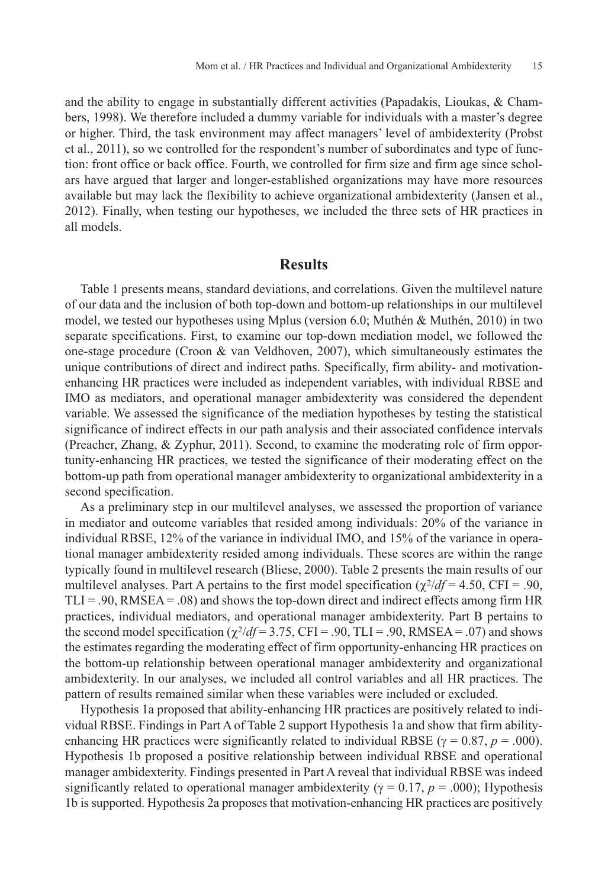and the ability to engage in substantially different activities (Papadakis, Lioukas, & Chambers, 1998). We therefore included a dummy variable for individuals with a master's degree or higher. Third, the task environment may affect managers' level of ambidexterity (Probst et al., 2011), so we controlled for the respondent's number of subordinates and type of function: front office or back office. Fourth, we controlled for firm size and firm age since scholars have argued that larger and longer-established organizations may have more resources available but may lack the flexibility to achieve organizational ambidexterity (Jansen et al., 2012). Finally, when testing our hypotheses, we included the three sets of HR practices in all models.

## Results

Table 1 presents means, standard deviations, and correlations. Given the multilevel nature of our data and the inclusion of both top-down and bottom-up relationships in our multilevel model, we tested our hypotheses using Mplus (version 6.0; Muthén & Muthén, 2010) in two separate specifications. First, to examine our top-down mediation model, we followed the one-stage procedure (Croon & van Veldhoven, 2007), which simultaneously estimates the unique contributions of direct and indirect paths. Specifically, firm ability- and motivation-enhancing HR practices were included as independent variables, with individual RBSE and IMO as mediators, and operational manager ambidexterity was considered the dependent variable. We assessed the significance of the mediation hypotheses by testing the statistical significance of indirect effects in our path analysis and their associated confidence intervals (Preacher, Zhang, & Zyphur, 2011). Second, to examine the moderating role of firm opportunity-enhancing HR practices, we tested the significance of their moderating effect on the bottom-up path from operational manager ambidexterity to organizational ambidexterity in a second specification.

As a preliminary step in our multilevel analyses, we assessed the proportion of variance in mediator and outcome variables that resided among individuals: 20% of the variance in individual RBSE, 12% of the variance in individual IMO, and 15% of the variance in operational manager ambidexterity resided among individuals. These scores are within the range typically found in multilevel research (Bliese, 2000). Table 2 presents the main results of our multilevel analyses. Part A pertains to the first model specification ($\chi^2/df = 4.50$, CFI = .90, TLI = .90, RMSEA = .08) and shows the top-down direct and indirect effects among firm HR practices, individual mediators, and operational manager ambidexterity. Part B pertains to the second model specification ($\chi^2/df = 3.75$, CFI = .90, TLI = .90, RMSEA = .07) and shows the estimates regarding the moderating effect of firm opportunity-enhancing HR practices on the bottom-up relationship between operational manager ambidexterity and organizational ambidexterity. In our analyses, we included all control variables and all HR practices. The pattern of results remained similar when these variables were included or excluded.

Hypothesis 1a proposed that ability-enhancing HR practices are positively related to individual RBSE. Findings in Part A of Table 2 support Hypothesis 1a and show that firm ability-enhancing HR practices were significantly related to individual RBSE ($\gamma = 0.87$, $p = .000$). Hypothesis 1b proposed a positive relationship between individual RBSE and operational manager ambidexterity. Findings presented in Part A reveal that individual RBSE was indeed significantly related to operational manager ambidexterity ($\gamma = 0.17$, $p = .000$); Hypothesis 1b is supported. Hypothesis 2a proposes that motivation-enhancing HR practices are positively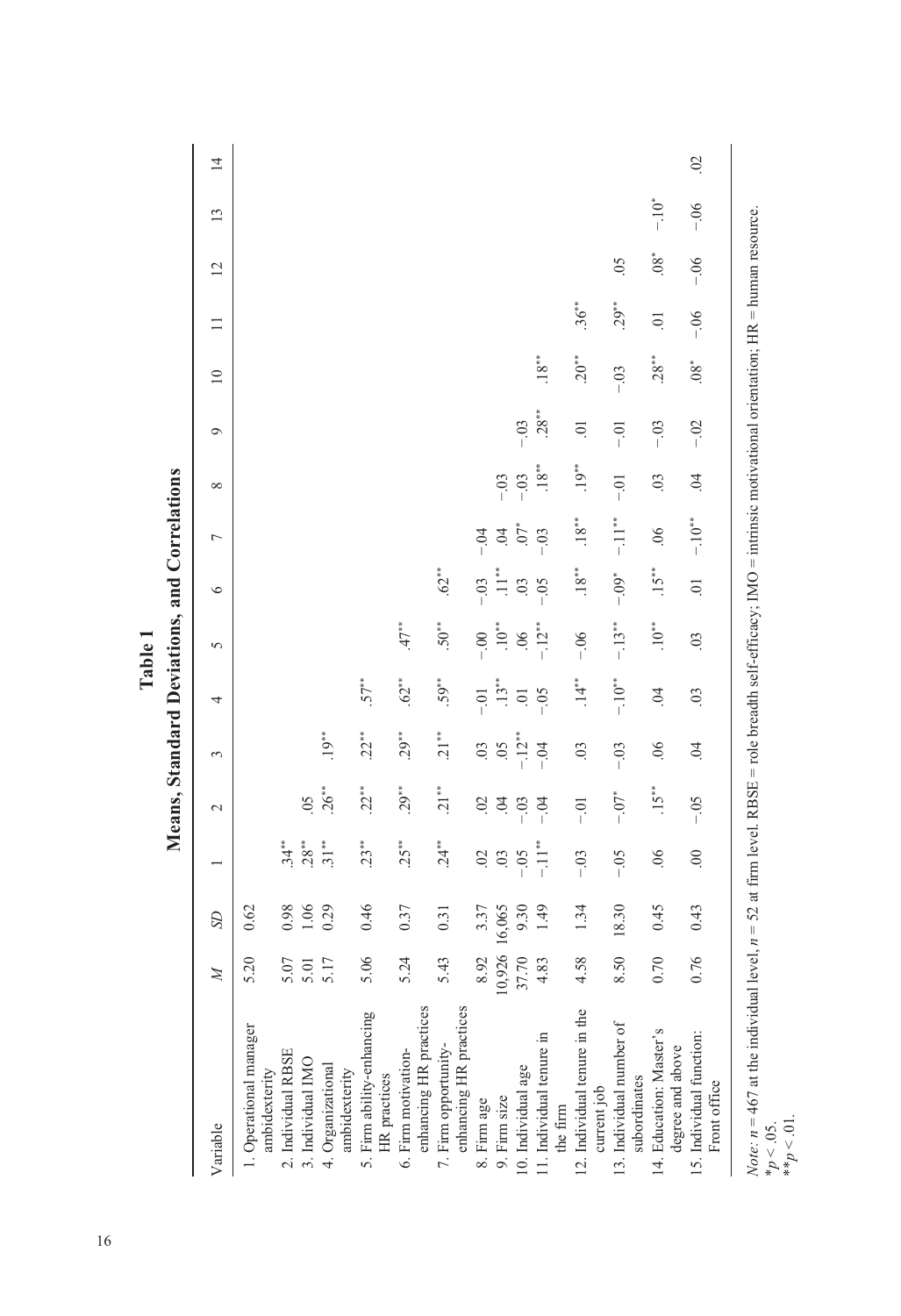**Table 1**

**Means, Standard Deviations, and Correlations**

| Variable | *M* | *SD* | 1 | 2 | 3 | 4 | 5 | 6 | 7 | 8 | 9 | 10 | 11 | 12 | 13 | 14 |
|---|---|---|---|---|---|---|---|---|---|---|---|---|---|---|---|---|
| 1. Operational manager ambidexterity | 5.20 | 0.62 | | | | | | | | | | | | | | |
| 2. Individual RBSE | 5.07 | 0.98 | .34** | | | | | | | | | | | | | |
| 3. Individual IMO | 5.01 | 1.06 | .28** | .05 | | | | | | | | | | | | |
| 4. Organizational ambidexterity | 5.17 | 0.29 | .31** | .26** | .19** | | | | | | | | | | | |
| 5. Firm ability-enhancing HR practices | 5.06 | 0.46 | .23** | .22** | .22** | .57** | | | | | | | | | | |
| 6. Firm motivation-enhancing HR practices | 5.24 | 0.37 | .25** | .29** | .29** | .62** | .47** | | | | | | | | | |
| 7. Firm opportunity-enhancing HR practices | 5.43 | 0.31 | .24** | .21** | .21** | .59** | .50** | .62** | | | | | | | | |
| 8. Firm age | 8.92 | 3.37 | .02 | .02 | .03 | −.01 | −.00 | −.03 | −.04 | | | | | | | |
| 9. Firm size | 10,926 | 16,065 | .03 | .04 | .05 | .13** | .10** | .11** | .04 | −.03 | | | | | | |
| 10. Individual age | 37.70 | 9.30 | −.05 | −.03 | −.12** | .01 | .06 | .03 | .07* | −.03 | −.03 | | | | | |
| 11. Individual tenure in the firm | 4.83 | 1.49 | −.11** | −.04 | −.04 | −.05 | −.12** | −.05 | −.03 | .18** | .28** | .18** | | | | |
| 12. Individual tenure in the current job | 4.58 | 1.34 | −.03 | −.01 | .03 | .14** | −.06 | .18** | .18** | .19** | .01 | .20** | .36** | | | |
| 13. Individual number of subordinates | 8.50 | 18.30 | −.05 | −.07* | −.03 | −.10** | −.13** | −.09* | −.11** | −.01 | −.01 | −.03 | .29** | .05 | | |
| 14. Education: Master's degree and above | 0.70 | 0.45 | .06 | .15** | .06 | .04 | .10** | .15** | .06 | .03 | −.03 | .28** | .01 | .08* | −.10* | |
| 15. Individual function: Front office | 0.76 | 0.43 | .00 | −.05 | .04 | .03 | .03 | .01 | −.10** | .04 | −.02 | .08* | −.06 | −.06 | −.06 | .02 |

*Note: n* = 467 at the individual level, *n* = 52 at firm level. RBSE = role breadth self-efficacy; IMO = intrinsic motivational orientation; HR = human resource.
$^*p < .05$.
$^{**}p < .01$.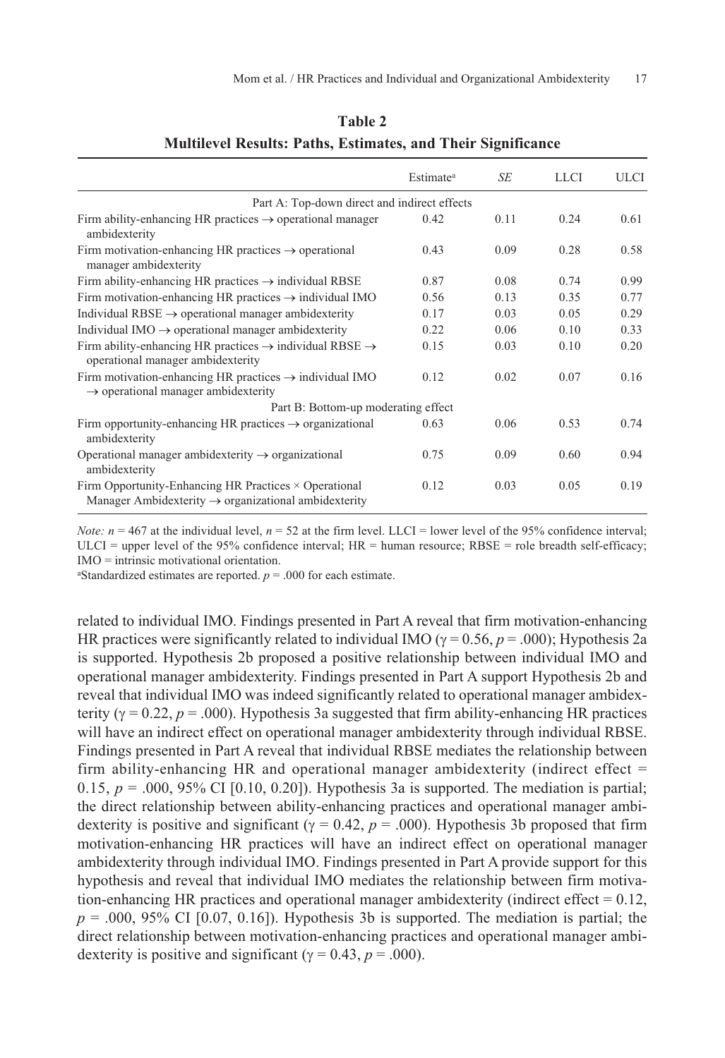**Table 2**
**Multilevel Results: Paths, Estimates, and Their Significance**

| | Estimate[a] | *SE* | LLCI | ULCI |
|---|---|---|---|---|
| Part A: Top-down direct and indirect effects | | | | |
| Firm ability-enhancing HR practices → operational manager ambidexterity | 0.42 | 0.11 | 0.24 | 0.61 |
| Firm motivation-enhancing HR practices → operational manager ambidexterity | 0.43 | 0.09 | 0.28 | 0.58 |
| Firm ability-enhancing HR practices → individual RBSE | 0.87 | 0.08 | 0.74 | 0.99 |
| Firm motivation-enhancing HR practices → individual IMO | 0.56 | 0.13 | 0.35 | 0.77 |
| Individual RBSE → operational manager ambidexterity | 0.17 | 0.03 | 0.05 | 0.29 |
| Individual IMO → operational manager ambidexterity | 0.22 | 0.06 | 0.10 | 0.33 |
| Firm ability-enhancing HR practices → individual RBSE → operational manager ambidexterity | 0.15 | 0.03 | 0.10 | 0.20 |
| Firm motivation-enhancing HR practices → individual IMO → operational manager ambidexterity | 0.12 | 0.02 | 0.07 | 0.16 |
| Part B: Bottom-up moderating effect | | | | |
| Firm opportunity-enhancing HR practices → organizational ambidexterity | 0.63 | 0.06 | 0.53 | 0.74 |
| Operational manager ambidexterity → organizational ambidexterity | 0.75 | 0.09 | 0.60 | 0.94 |
| Firm Opportunity-Enhancing HR Practices × Operational Manager Ambidexterity → organizational ambidexterity | 0.12 | 0.03 | 0.05 | 0.19 |

*Note:* $n = 467$ at the individual level, $n = 52$ at the firm level. LLCI = lower level of the 95% confidence interval; ULCI = upper level of the 95% confidence interval; HR = human resource; RBSE = role breadth self-efficacy; IMO = intrinsic motivational orientation.

[a]Standardized estimates are reported. $p = .000$ for each estimate.

related to individual IMO. Findings presented in Part A reveal that firm motivation-enhancing HR practices were significantly related to individual IMO ($\gamma = 0.56$, $p = .000$); Hypothesis 2a is supported. Hypothesis 2b proposed a positive relationship between individual IMO and operational manager ambidexterity. Findings presented in Part A support Hypothesis 2b and reveal that individual IMO was indeed significantly related to operational manager ambidexterity ($\gamma = 0.22$, $p = .000$). Hypothesis 3a suggested that firm ability-enhancing HR practices will have an indirect effect on operational manager ambidexterity through individual RBSE. Findings presented in Part A reveal that individual RBSE mediates the relationship between firm ability-enhancing HR and operational manager ambidexterity (indirect effect = 0.15, $p = .000$, 95% CI [0.10, 0.20]). Hypothesis 3a is supported. The mediation is partial; the direct relationship between ability-enhancing practices and operational manager ambidexterity is positive and significant ($\gamma = 0.42$, $p = .000$). Hypothesis 3b proposed that firm motivation-enhancing HR practices will have an indirect effect on operational manager ambidexterity through individual IMO. Findings presented in Part A provide support for this hypothesis and reveal that individual IMO mediates the relationship between firm motivation-enhancing HR practices and operational manager ambidexterity (indirect effect = 0.12, $p = .000$, 95% CI [0.07, 0.16]). Hypothesis 3b is supported. The mediation is partial; the direct relationship between motivation-enhancing practices and operational manager ambidexterity is positive and significant ($\gamma = 0.43$, $p = .000$).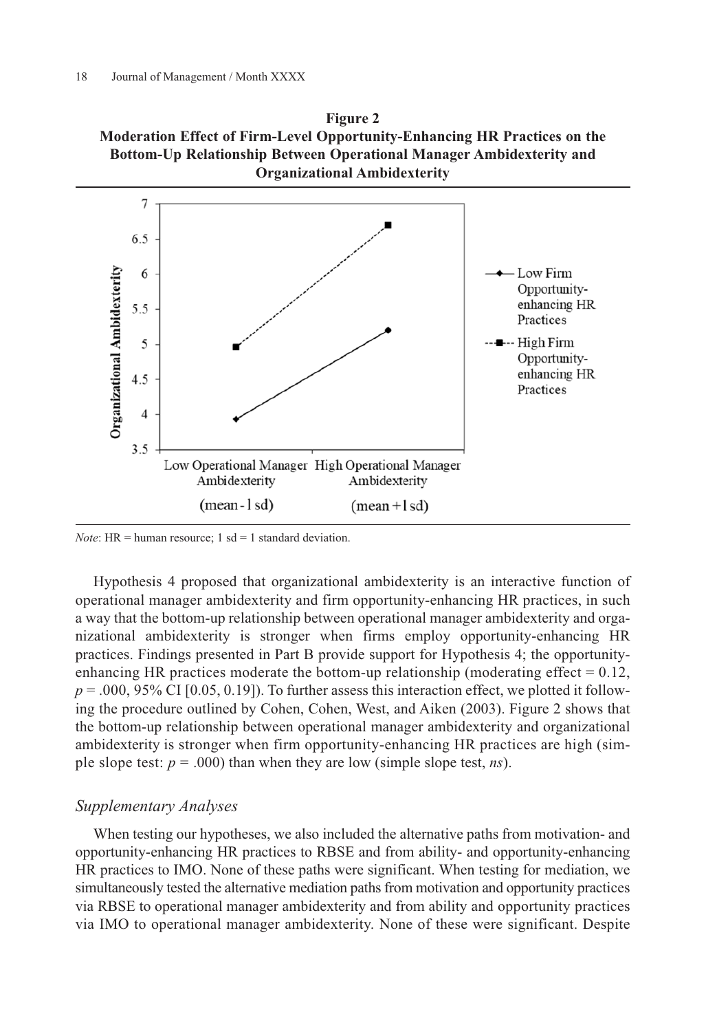**Figure 2**
**Moderation Effect of Firm-Level Opportunity-Enhancing HR Practices on the Bottom-Up Relationship Between Operational Manager Ambidexterity and Organizational Ambidexterity**

*Note*: HR = human resource; 1 sd = 1 standard deviation.

Hypothesis 4 proposed that organizational ambidexterity is an interactive function of operational manager ambidexterity and firm opportunity-enhancing HR practices, in such a way that the bottom-up relationship between operational manager ambidexterity and organizational ambidexterity is stronger when firms employ opportunity-enhancing HR practices. Findings presented in Part B provide support for Hypothesis 4; the opportunity-enhancing HR practices moderate the bottom-up relationship (moderating effect = 0.12, $p = .000$, 95% CI [0.05, 0.19]). To further assess this interaction effect, we plotted it following the procedure outlined by Cohen, Cohen, West, and Aiken (2003). Figure 2 shows that the bottom-up relationship between operational manager ambidexterity and organizational ambidexterity is stronger when firm opportunity-enhancing HR practices are high (simple slope test: $p = .000$) than when they are low (simple slope test, *ns*).

### *Supplementary Analyses*

When testing our hypotheses, we also included the alternative paths from motivation- and opportunity-enhancing HR practices to RBSE and from ability- and opportunity-enhancing HR practices to IMO. None of these paths were significant. When testing for mediation, we simultaneously tested the alternative mediation paths from motivation and opportunity practices via RBSE to operational manager ambidexterity and from ability and opportunity practices via IMO to operational manager ambidexterity. None of these were significant. Despite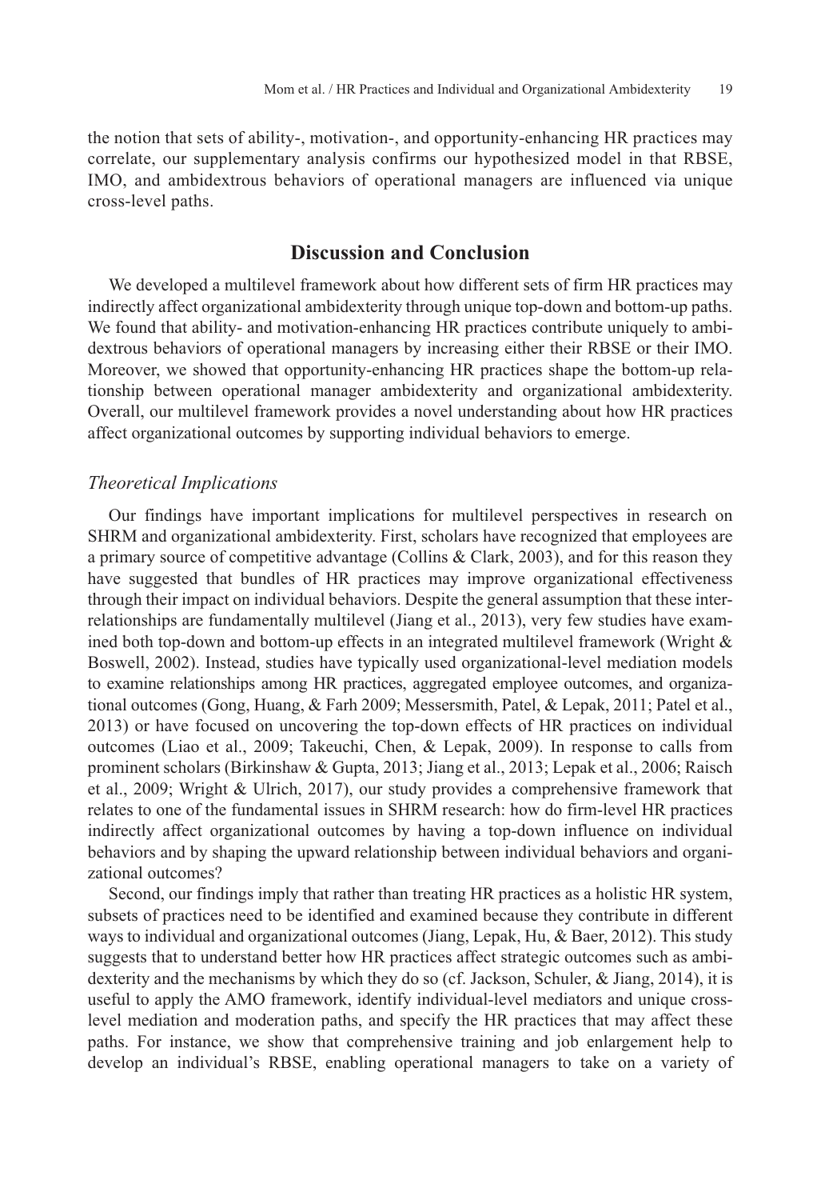the notion that sets of ability-, motivation-, and opportunity-enhancing HR practices may correlate, our supplementary analysis confirms our hypothesized model in that RBSE, IMO, and ambidextrous behaviors of operational managers are influenced via unique cross-level paths.

## Discussion and Conclusion

We developed a multilevel framework about how different sets of firm HR practices may indirectly affect organizational ambidexterity through unique top-down and bottom-up paths. We found that ability- and motivation-enhancing HR practices contribute uniquely to ambidextrous behaviors of operational managers by increasing either their RBSE or their IMO. Moreover, we showed that opportunity-enhancing HR practices shape the bottom-up relationship between operational manager ambidexterity and organizational ambidexterity. Overall, our multilevel framework provides a novel understanding about how HR practices affect organizational outcomes by supporting individual behaviors to emerge.

### *Theoretical Implications*

Our findings have important implications for multilevel perspectives in research on SHRM and organizational ambidexterity. First, scholars have recognized that employees are a primary source of competitive advantage (Collins & Clark, 2003), and for this reason they have suggested that bundles of HR practices may improve organizational effectiveness through their impact on individual behaviors. Despite the general assumption that these interrelationships are fundamentally multilevel (Jiang et al., 2013), very few studies have examined both top-down and bottom-up effects in an integrated multilevel framework (Wright & Boswell, 2002). Instead, studies have typically used organizational-level mediation models to examine relationships among HR practices, aggregated employee outcomes, and organizational outcomes (Gong, Huang, & Farh 2009; Messersmith, Patel, & Lepak, 2011; Patel et al., 2013) or have focused on uncovering the top-down effects of HR practices on individual outcomes (Liao et al., 2009; Takeuchi, Chen, & Lepak, 2009). In response to calls from prominent scholars (Birkinshaw & Gupta, 2013; Jiang et al., 2013; Lepak et al., 2006; Raisch et al., 2009; Wright & Ulrich, 2017), our study provides a comprehensive framework that relates to one of the fundamental issues in SHRM research: how do firm-level HR practices indirectly affect organizational outcomes by having a top-down influence on individual behaviors and by shaping the upward relationship between individual behaviors and organizational outcomes?

Second, our findings imply that rather than treating HR practices as a holistic HR system, subsets of practices need to be identified and examined because they contribute in different ways to individual and organizational outcomes (Jiang, Lepak, Hu, & Baer, 2012). This study suggests that to understand better how HR practices affect strategic outcomes such as ambidexterity and the mechanisms by which they do so (cf. Jackson, Schuler, & Jiang, 2014), it is useful to apply the AMO framework, identify individual-level mediators and unique cross-level mediation and moderation paths, and specify the HR practices that may affect these paths. For instance, we show that comprehensive training and job enlargement help to develop an individual's RBSE, enabling operational managers to take on a variety of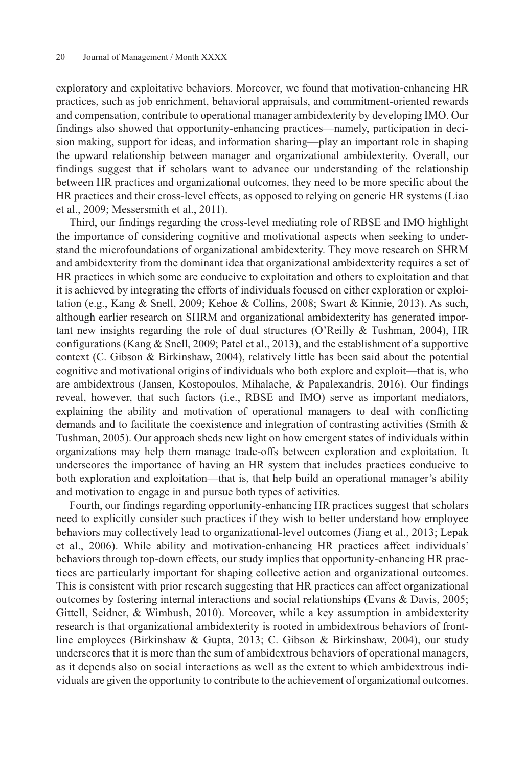exploratory and exploitative behaviors. Moreover, we found that motivation-enhancing HR practices, such as job enrichment, behavioral appraisals, and commitment-oriented rewards and compensation, contribute to operational manager ambidexterity by developing IMO. Our findings also showed that opportunity-enhancing practices—namely, participation in decision making, support for ideas, and information sharing—play an important role in shaping the upward relationship between manager and organizational ambidexterity. Overall, our findings suggest that if scholars want to advance our understanding of the relationship between HR practices and organizational outcomes, they need to be more specific about the HR practices and their cross-level effects, as opposed to relying on generic HR systems (Liao et al., 2009; Messersmith et al., 2011).

Third, our findings regarding the cross-level mediating role of RBSE and IMO highlight the importance of considering cognitive and motivational aspects when seeking to understand the microfoundations of organizational ambidexterity. They move research on SHRM and ambidexterity from the dominant idea that organizational ambidexterity requires a set of HR practices in which some are conducive to exploitation and others to exploitation and that it is achieved by integrating the efforts of individuals focused on either exploration or exploitation (e.g., Kang & Snell, 2009; Kehoe & Collins, 2008; Swart & Kinnie, 2013). As such, although earlier research on SHRM and organizational ambidexterity has generated important new insights regarding the role of dual structures (O'Reilly & Tushman, 2004), HR configurations (Kang & Snell, 2009; Patel et al., 2013), and the establishment of a supportive context (C. Gibson & Birkinshaw, 2004), relatively little has been said about the potential cognitive and motivational origins of individuals who both explore and exploit—that is, who are ambidextrous (Jansen, Kostopoulos, Mihalache, & Papalexandris, 2016). Our findings reveal, however, that such factors (i.e., RBSE and IMO) serve as important mediators, explaining the ability and motivation of operational managers to deal with conflicting demands and to facilitate the coexistence and integration of contrasting activities (Smith & Tushman, 2005). Our approach sheds new light on how emergent states of individuals within organizations may help them manage trade-offs between exploration and exploitation. It underscores the importance of having an HR system that includes practices conducive to both exploration and exploitation—that is, that help build an operational manager's ability and motivation to engage in and pursue both types of activities.

Fourth, our findings regarding opportunity-enhancing HR practices suggest that scholars need to explicitly consider such practices if they wish to better understand how employee behaviors may collectively lead to organizational-level outcomes (Jiang et al., 2013; Lepak et al., 2006). While ability and motivation-enhancing HR practices affect individuals' behaviors through top-down effects, our study implies that opportunity-enhancing HR practices are particularly important for shaping collective action and organizational outcomes. This is consistent with prior research suggesting that HR practices can affect organizational outcomes by fostering internal interactions and social relationships (Evans & Davis, 2005; Gittell, Seidner, & Wimbush, 2010). Moreover, while a key assumption in ambidexterity research is that organizational ambidexterity is rooted in ambidextrous behaviors of frontline employees (Birkinshaw & Gupta, 2013; C. Gibson & Birkinshaw, 2004), our study underscores that it is more than the sum of ambidextrous behaviors of operational managers, as it depends also on social interactions as well as the extent to which ambidextrous individuals are given the opportunity to contribute to the achievement of organizational outcomes.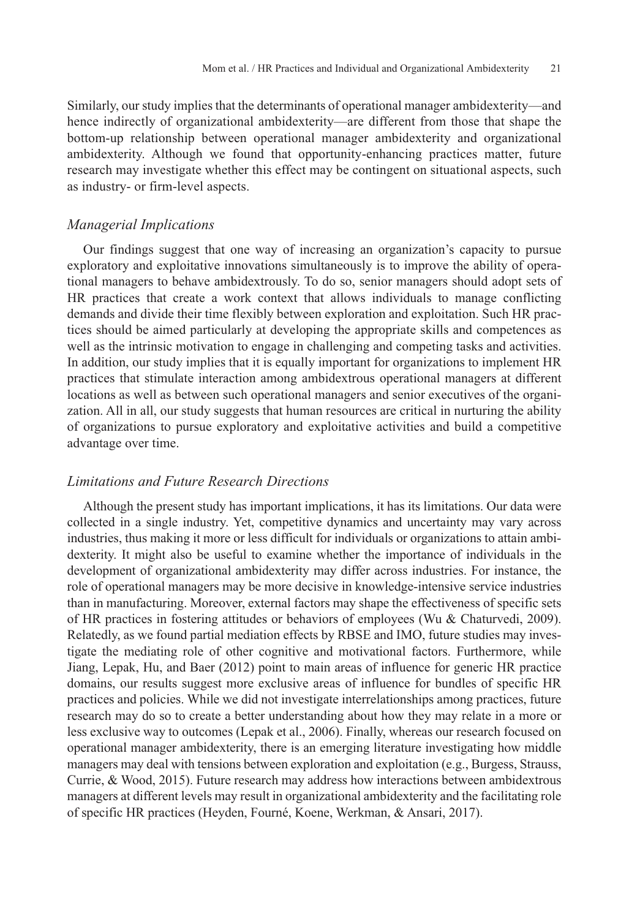Similarly, our study implies that the determinants of operational manager ambidexterity—and hence indirectly of organizational ambidexterity—are different from those that shape the bottom-up relationship between operational manager ambidexterity and organizational ambidexterity. Although we found that opportunity-enhancing practices matter, future research may investigate whether this effect may be contingent on situational aspects, such as industry- or firm-level aspects.

### *Managerial Implications*

Our findings suggest that one way of increasing an organization's capacity to pursue exploratory and exploitative innovations simultaneously is to improve the ability of operational managers to behave ambidextrously. To do so, senior managers should adopt sets of HR practices that create a work context that allows individuals to manage conflicting demands and divide their time flexibly between exploration and exploitation. Such HR practices should be aimed particularly at developing the appropriate skills and competences as well as the intrinsic motivation to engage in challenging and competing tasks and activities. In addition, our study implies that it is equally important for organizations to implement HR practices that stimulate interaction among ambidextrous operational managers at different locations as well as between such operational managers and senior executives of the organization. All in all, our study suggests that human resources are critical in nurturing the ability of organizations to pursue exploratory and exploitative activities and build a competitive advantage over time.

### *Limitations and Future Research Directions*

Although the present study has important implications, it has its limitations. Our data were collected in a single industry. Yet, competitive dynamics and uncertainty may vary across industries, thus making it more or less difficult for individuals or organizations to attain ambidexterity. It might also be useful to examine whether the importance of individuals in the development of organizational ambidexterity may differ across industries. For instance, the role of operational managers may be more decisive in knowledge-intensive service industries than in manufacturing. Moreover, external factors may shape the effectiveness of specific sets of HR practices in fostering attitudes or behaviors of employees (Wu & Chaturvedi, 2009). Relatedly, as we found partial mediation effects by RBSE and IMO, future studies may investigate the mediating role of other cognitive and motivational factors. Furthermore, while Jiang, Lepak, Hu, and Baer (2012) point to main areas of influence for generic HR practice domains, our results suggest more exclusive areas of influence for bundles of specific HR practices and policies. While we did not investigate interrelationships among practices, future research may do so to create a better understanding about how they may relate in a more or less exclusive way to outcomes (Lepak et al., 2006). Finally, whereas our research focused on operational manager ambidexterity, there is an emerging literature investigating how middle managers may deal with tensions between exploration and exploitation (e.g., Burgess, Strauss, Currie, & Wood, 2015). Future research may address how interactions between ambidextrous managers at different levels may result in organizational ambidexterity and the facilitating role of specific HR practices (Heyden, Fourné, Koene, Werkman, & Ansari, 2017).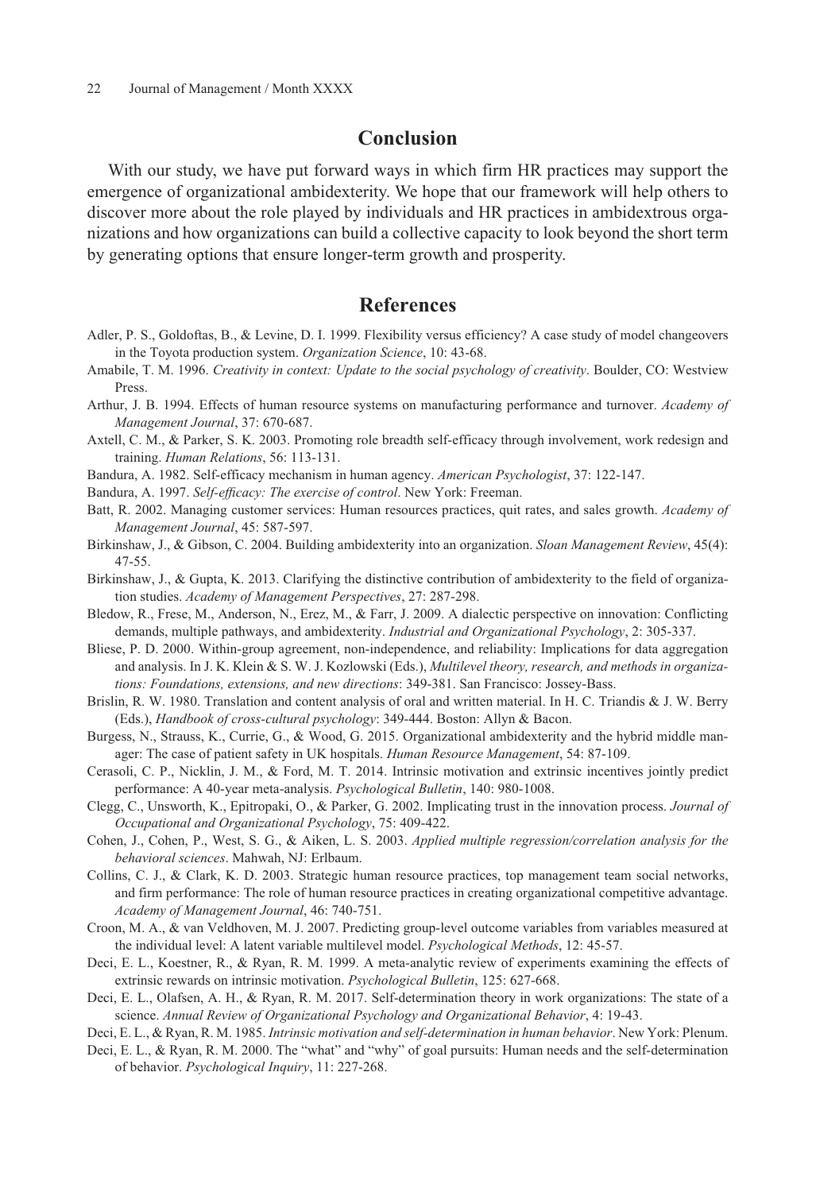## Conclusion

With our study, we have put forward ways in which firm HR practices may support the emergence of organizational ambidexterity. We hope that our framework will help others to discover more about the role played by individuals and HR practices in ambidextrous organizations and how organizations can build a collective capacity to look beyond the short term by generating options that ensure longer-term growth and prosperity.

## References

Adler, P. S., Goldoftas, B., & Levine, D. I. 1999. Flexibility versus efficiency? A case study of model changeovers in the Toyota production system. *Organization Science*, 10: 43-68.

Amabile, T. M. 1996. *Creativity in context: Update to the social psychology of creativity*. Boulder, CO: Westview Press.

Arthur, J. B. 1994. Effects of human resource systems on manufacturing performance and turnover. *Academy of Management Journal*, 37: 670-687.

Axtell, C. M., & Parker, S. K. 2003. Promoting role breadth self-efficacy through involvement, work redesign and training. *Human Relations*, 56: 113-131.

Bandura, A. 1982. Self-efficacy mechanism in human agency. *American Psychologist*, 37: 122-147.

Bandura, A. 1997. *Self-efficacy: The exercise of control*. New York: Freeman.

Batt, R. 2002. Managing customer services: Human resources practices, quit rates, and sales growth. *Academy of Management Journal*, 45: 587-597.

Birkinshaw, J., & Gibson, C. 2004. Building ambidexterity into an organization. *Sloan Management Review*, 45(4): 47-55.

Birkinshaw, J., & Gupta, K. 2013. Clarifying the distinctive contribution of ambidexterity to the field of organization studies. *Academy of Management Perspectives*, 27: 287-298.

Bledow, R., Frese, M., Anderson, N., Erez, M., & Farr, J. 2009. A dialectic perspective on innovation: Conflicting demands, multiple pathways, and ambidexterity. *Industrial and Organizational Psychology*, 2: 305-337.

Bliese, P. D. 2000. Within-group agreement, non-independence, and reliability: Implications for data aggregation and analysis. In J. K. Klein & S. W. J. Kozlowski (Eds.), *Multilevel theory, research, and methods in organizations: Foundations, extensions, and new directions*: 349-381. San Francisco: Jossey-Bass.

Brislin, R. W. 1980. Translation and content analysis of oral and written material. In H. C. Triandis & J. W. Berry (Eds.), *Handbook of cross-cultural psychology*: 349-444. Boston: Allyn & Bacon.

Burgess, N., Strauss, K., Currie, G., & Wood, G. 2015. Organizational ambidexterity and the hybrid middle manager: The case of patient safety in UK hospitals. *Human Resource Management*, 54: 87-109.

Cerasoli, C. P., Nicklin, J. M., & Ford, M. T. 2014. Intrinsic motivation and extrinsic incentives jointly predict performance: A 40-year meta-analysis. *Psychological Bulletin*, 140: 980-1008.

Clegg, C., Unsworth, K., Epitropaki, O., & Parker, G. 2002. Implicating trust in the innovation process. *Journal of Occupational and Organizational Psychology*, 75: 409-422.

Cohen, J., Cohen, P., West, S. G., & Aiken, L. S. 2003. *Applied multiple regression/correlation analysis for the behavioral sciences*. Mahwah, NJ: Erlbaum.

Collins, C. J., & Clark, K. D. 2003. Strategic human resource practices, top management team social networks, and firm performance: The role of human resource practices in creating organizational competitive advantage. *Academy of Management Journal*, 46: 740-751.

Croon, M. A., & van Veldhoven, M. J. 2007. Predicting group-level outcome variables from variables measured at the individual level: A latent variable multilevel model. *Psychological Methods*, 12: 45-57.

Deci, E. L., Koestner, R., & Ryan, R. M. 1999. A meta-analytic review of experiments examining the effects of extrinsic rewards on intrinsic motivation. *Psychological Bulletin*, 125: 627-668.

Deci, E. L., Olafsen, A. H., & Ryan, R. M. 2017. Self-determination theory in work organizations: The state of a science. *Annual Review of Organizational Psychology and Organizational Behavior*, 4: 19-43.

Deci, E. L., & Ryan, R. M. 1985. *Intrinsic motivation and self-determination in human behavior*. New York: Plenum.

Deci, E. L., & Ryan, R. M. 2000. The "what" and "why" of goal pursuits: Human needs and the self-determination of behavior. *Psychological Inquiry*, 11: 227-268.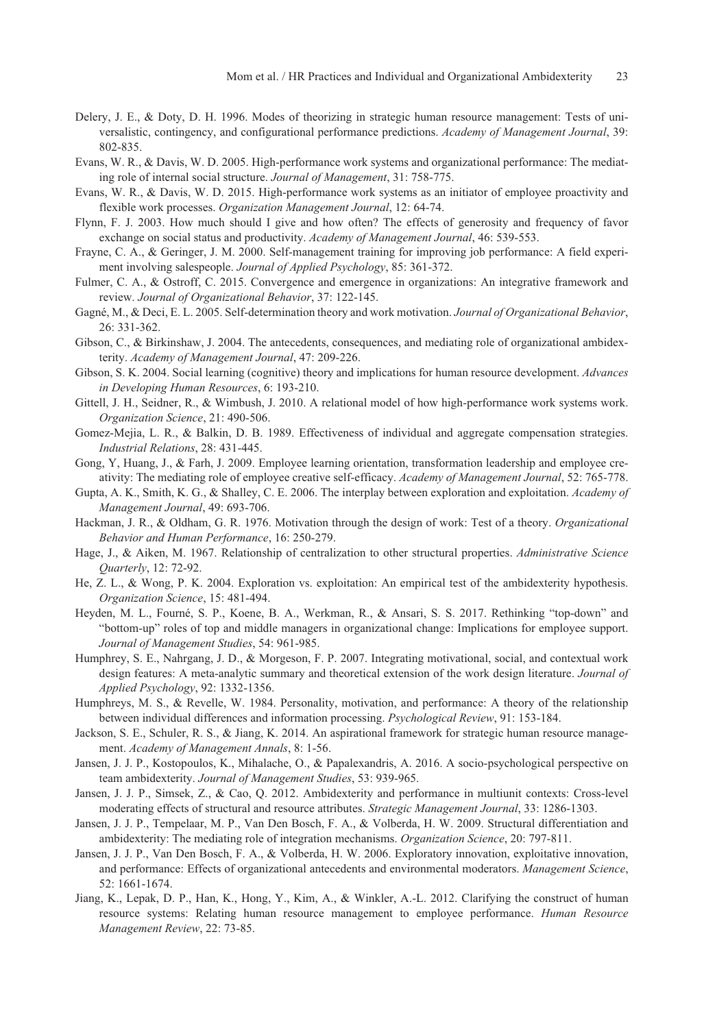Delery, J. E., & Doty, D. H. 1996. Modes of theorizing in strategic human resource management: Tests of universalistic, contingency, and configurational performance predictions. *Academy of Management Journal*, 39: 802-835.

Evans, W. R., & Davis, W. D. 2005. High-performance work systems and organizational performance: The mediating role of internal social structure. *Journal of Management*, 31: 758-775.

Evans, W. R., & Davis, W. D. 2015. High-performance work systems as an initiator of employee proactivity and flexible work processes. *Organization Management Journal*, 12: 64-74.

Flynn, F. J. 2003. How much should I give and how often? The effects of generosity and frequency of favor exchange on social status and productivity. *Academy of Management Journal*, 46: 539-553.

Frayne, C. A., & Geringer, J. M. 2000. Self-management training for improving job performance: A field experiment involving salespeople. *Journal of Applied Psychology*, 85: 361-372.

Fulmer, C. A., & Ostroff, C. 2015. Convergence and emergence in organizations: An integrative framework and review. *Journal of Organizational Behavior*, 37: 122-145.

Gagné, M., & Deci, E. L. 2005. Self-determination theory and work motivation. *Journal of Organizational Behavior*, 26: 331-362.

Gibson, C., & Birkinshaw, J. 2004. The antecedents, consequences, and mediating role of organizational ambidexterity. *Academy of Management Journal*, 47: 209-226.

Gibson, S. K. 2004. Social learning (cognitive) theory and implications for human resource development. *Advances in Developing Human Resources*, 6: 193-210.

Gittell, J. H., Seidner, R., & Wimbush, J. 2010. A relational model of how high-performance work systems work. *Organization Science*, 21: 490-506.

Gomez-Mejia, L. R., & Balkin, D. B. 1989. Effectiveness of individual and aggregate compensation strategies. *Industrial Relations*, 28: 431-445.

Gong, Y, Huang, J., & Farh, J. 2009. Employee learning orientation, transformation leadership and employee creativity: The mediating role of employee creative self-efficacy. *Academy of Management Journal*, 52: 765-778.

Gupta, A. K., Smith, K. G., & Shalley, C. E. 2006. The interplay between exploration and exploitation. *Academy of Management Journal*, 49: 693-706.

Hackman, J. R., & Oldham, G. R. 1976. Motivation through the design of work: Test of a theory. *Organizational Behavior and Human Performance*, 16: 250-279.

Hage, J., & Aiken, M. 1967. Relationship of centralization to other structural properties. *Administrative Science Quarterly*, 12: 72-92.

He, Z. L., & Wong, P. K. 2004. Exploration vs. exploitation: An empirical test of the ambidexterity hypothesis. *Organization Science*, 15: 481-494.

Heyden, M. L., Fourné, S. P., Koene, B. A., Werkman, R., & Ansari, S. S. 2017. Rethinking "top-down" and "bottom-up" roles of top and middle managers in organizational change: Implications for employee support. *Journal of Management Studies*, 54: 961-985.

Humphrey, S. E., Nahrgang, J. D., & Morgeson, F. P. 2007. Integrating motivational, social, and contextual work design features: A meta-analytic summary and theoretical extension of the work design literature. *Journal of Applied Psychology*, 92: 1332-1356.

Humphreys, M. S., & Revelle, W. 1984. Personality, motivation, and performance: A theory of the relationship between individual differences and information processing. *Psychological Review*, 91: 153-184.

Jackson, S. E., Schuler, R. S., & Jiang, K. 2014. An aspirational framework for strategic human resource management. *Academy of Management Annals*, 8: 1-56.

Jansen, J. J. P., Kostopoulos, K., Mihalache, O., & Papalexandris, A. 2016. A socio-psychological perspective on team ambidexterity. *Journal of Management Studies*, 53: 939-965.

Jansen, J. J. P., Simsek, Z., & Cao, Q. 2012. Ambidexterity and performance in multiunit contexts: Cross-level moderating effects of structural and resource attributes. *Strategic Management Journal*, 33: 1286-1303.

Jansen, J. J. P., Tempelaar, M. P., Van Den Bosch, F. A., & Volberda, H. W. 2009. Structural differentiation and ambidexterity: The mediating role of integration mechanisms. *Organization Science*, 20: 797-811.

Jansen, J. J. P., Van Den Bosch, F. A., & Volberda, H. W. 2006. Exploratory innovation, exploitative innovation, and performance: Effects of organizational antecedents and environmental moderators. *Management Science*, 52: 1661-1674.

Jiang, K., Lepak, D. P., Han, K., Hong, Y., Kim, A., & Winkler, A.-L. 2012. Clarifying the construct of human resource systems: Relating human resource management to employee performance. *Human Resource Management Review*, 22: 73-85.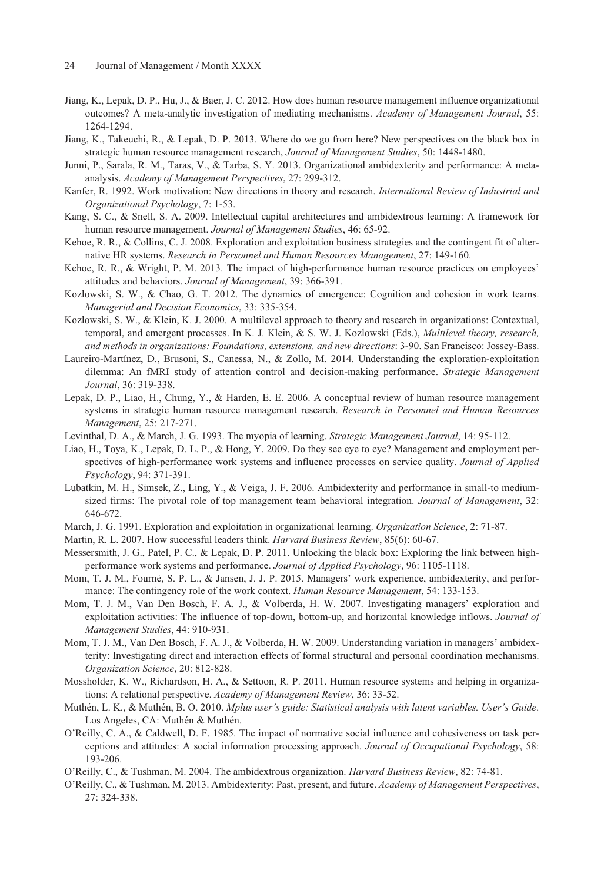Jiang, K., Lepak, D. P., Hu, J., & Baer, J. C. 2012. How does human resource management influence organizational outcomes? A meta-analytic investigation of mediating mechanisms. *Academy of Management Journal*, 55: 1264-1294.

Jiang, K., Takeuchi, R., & Lepak, D. P. 2013. Where do we go from here? New perspectives on the black box in strategic human resource management research, *Journal of Management Studies*, 50: 1448-1480.

Junni, P., Sarala, R. M., Taras, V., & Tarba, S. Y. 2013. Organizational ambidexterity and performance: A meta-analysis. *Academy of Management Perspectives*, 27: 299-312.

Kanfer, R. 1992. Work motivation: New directions in theory and research. *International Review of Industrial and Organizational Psychology*, 7: 1-53.

Kang, S. C., & Snell, S. A. 2009. Intellectual capital architectures and ambidextrous learning: A framework for human resource management. *Journal of Management Studies*, 46: 65-92.

Kehoe, R. R., & Collins, C. J. 2008. Exploration and exploitation business strategies and the contingent fit of alternative HR systems. *Research in Personnel and Human Resources Management*, 27: 149-160.

Kehoe, R. R., & Wright, P. M. 2013. The impact of high-performance human resource practices on employees' attitudes and behaviors. *Journal of Management*, 39: 366-391.

Kozlowski, S. W., & Chao, G. T. 2012. The dynamics of emergence: Cognition and cohesion in work teams. *Managerial and Decision Economics*, 33: 335-354.

Kozlowski, S. W., & Klein, K. J. 2000. A multilevel approach to theory and research in organizations: Contextual, temporal, and emergent processes. In K. J. Klein, & S. W. J. Kozlowski (Eds.), *Multilevel theory, research, and methods in organizations: Foundations, extensions, and new directions*: 3-90. San Francisco: Jossey-Bass.

Laureiro-Martínez, D., Brusoni, S., Canessa, N., & Zollo, M. 2014. Understanding the exploration-exploitation dilemma: An fMRI study of attention control and decision-making performance. *Strategic Management Journal*, 36: 319-338.

Lepak, D. P., Liao, H., Chung, Y., & Harden, E. E. 2006. A conceptual review of human resource management systems in strategic human resource management research. *Research in Personnel and Human Resources Management*, 25: 217-271.

Levinthal, D. A., & March, J. G. 1993. The myopia of learning. *Strategic Management Journal*, 14: 95-112.

Liao, H., Toya, K., Lepak, D. L. P., & Hong, Y. 2009. Do they see eye to eye? Management and employment perspectives of high-performance work systems and influence processes on service quality. *Journal of Applied Psychology*, 94: 371-391.

Lubatkin, M. H., Simsek, Z., Ling, Y., & Veiga, J. F. 2006. Ambidexterity and performance in small-to medium-sized firms: The pivotal role of top management team behavioral integration. *Journal of Management*, 32: 646-672.

March, J. G. 1991. Exploration and exploitation in organizational learning. *Organization Science*, 2: 71-87.

Martin, R. L. 2007. How successful leaders think. *Harvard Business Review*, 85(6): 60-67.

Messersmith, J. G., Patel, P. C., & Lepak, D. P. 2011. Unlocking the black box: Exploring the link between high-performance work systems and performance. *Journal of Applied Psychology*, 96: 1105-1118.

Mom, T. J. M., Fourné, S. P. L., & Jansen, J. J. P. 2015. Managers' work experience, ambidexterity, and performance: The contingency role of the work context. *Human Resource Management*, 54: 133-153.

Mom, T. J. M., Van Den Bosch, F. A. J., & Volberda, H. W. 2007. Investigating managers' exploration and exploitation activities: The influence of top-down, bottom-up, and horizontal knowledge inflows. *Journal of Management Studies*, 44: 910-931.

Mom, T. J. M., Van Den Bosch, F. A. J., & Volberda, H. W. 2009. Understanding variation in managers' ambidexterity: Investigating direct and interaction effects of formal structural and personal coordination mechanisms. *Organization Science*, 20: 812-828.

Mossholder, K. W., Richardson, H. A., & Settoon, R. P. 2011. Human resource systems and helping in organizations: A relational perspective. *Academy of Management Review*, 36: 33-52.

Muthén, L. K., & Muthén, B. O. 2010. *Mplus user's guide: Statistical analysis with latent variables. User's Guide*. Los Angeles, CA: Muthén & Muthén.

O'Reilly, C. A., & Caldwell, D. F. 1985. The impact of normative social influence and cohesiveness on task perceptions and attitudes: A social information processing approach. *Journal of Occupational Psychology*, 58: 193-206.

O'Reilly, C., & Tushman, M. 2004. The ambidextrous organization. *Harvard Business Review*, 82: 74-81.

O'Reilly, C., & Tushman, M. 2013. Ambidexterity: Past, present, and future. *Academy of Management Perspectives*, 27: 324-338.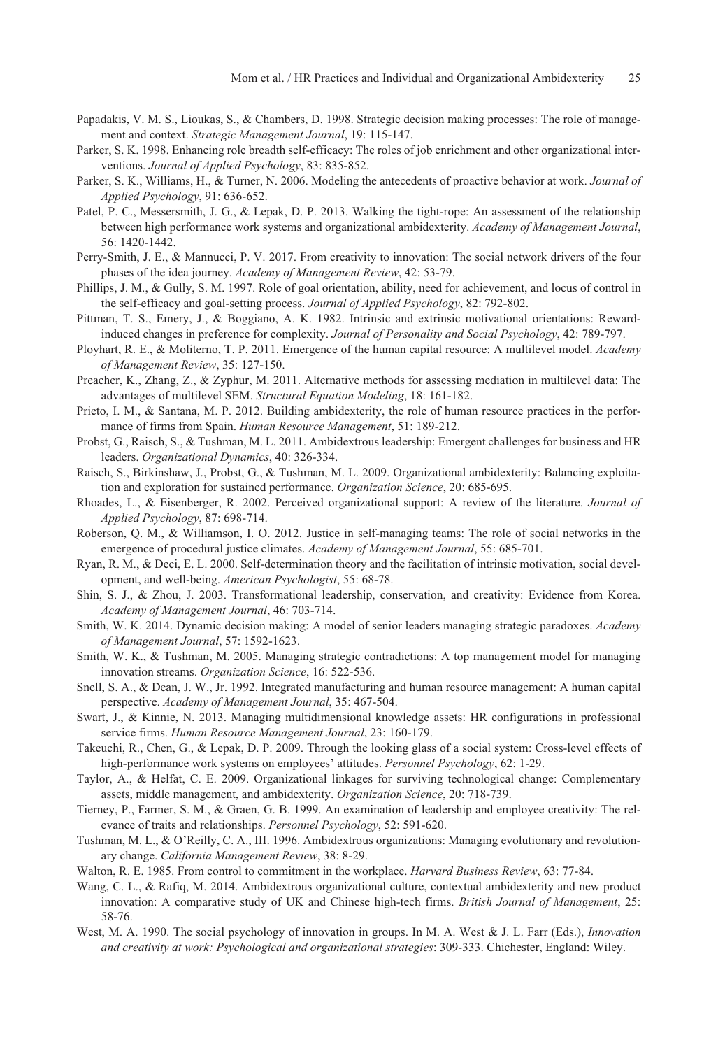Papadakis, V. M. S., Lioukas, S., & Chambers, D. 1998. Strategic decision making processes: The role of management and context. *Strategic Management Journal*, 19: 115-147.

Parker, S. K. 1998. Enhancing role breadth self-efficacy: The roles of job enrichment and other organizational interventions. *Journal of Applied Psychology*, 83: 835-852.

Parker, S. K., Williams, H., & Turner, N. 2006. Modeling the antecedents of proactive behavior at work. *Journal of Applied Psychology*, 91: 636-652.

Patel, P. C., Messersmith, J. G., & Lepak, D. P. 2013. Walking the tight-rope: An assessment of the relationship between high performance work systems and organizational ambidexterity. *Academy of Management Journal*, 56: 1420-1442.

Perry-Smith, J. E., & Mannucci, P. V. 2017. From creativity to innovation: The social network drivers of the four phases of the idea journey. *Academy of Management Review*, 42: 53-79.

Phillips, J. M., & Gully, S. M. 1997. Role of goal orientation, ability, need for achievement, and locus of control in the self-efficacy and goal-setting process. *Journal of Applied Psychology*, 82: 792-802.

Pittman, T. S., Emery, J., & Boggiano, A. K. 1982. Intrinsic and extrinsic motivational orientations: Reward-induced changes in preference for complexity. *Journal of Personality and Social Psychology*, 42: 789-797.

Ployhart, R. E., & Moliterno, T. P. 2011. Emergence of the human capital resource: A multilevel model. *Academy of Management Review*, 35: 127-150.

Preacher, K., Zhang, Z., & Zyphur, M. 2011. Alternative methods for assessing mediation in multilevel data: The advantages of multilevel SEM. *Structural Equation Modeling*, 18: 161-182.

Prieto, I. M., & Santana, M. P. 2012. Building ambidexterity, the role of human resource practices in the performance of firms from Spain. *Human Resource Management*, 51: 189-212.

Probst, G., Raisch, S., & Tushman, M. L. 2011. Ambidextrous leadership: Emergent challenges for business and HR leaders. *Organizational Dynamics*, 40: 326-334.

Raisch, S., Birkinshaw, J., Probst, G., & Tushman, M. L. 2009. Organizational ambidexterity: Balancing exploitation and exploration for sustained performance. *Organization Science*, 20: 685-695.

Rhoades, L., & Eisenberger, R. 2002. Perceived organizational support: A review of the literature. *Journal of Applied Psychology*, 87: 698-714.

Roberson, Q. M., & Williamson, I. O. 2012. Justice in self-managing teams: The role of social networks in the emergence of procedural justice climates. *Academy of Management Journal*, 55: 685-701.

Ryan, R. M., & Deci, E. L. 2000. Self-determination theory and the facilitation of intrinsic motivation, social development, and well-being. *American Psychologist*, 55: 68-78.

Shin, S. J., & Zhou, J. 2003. Transformational leadership, conservation, and creativity: Evidence from Korea. *Academy of Management Journal*, 46: 703-714.

Smith, W. K. 2014. Dynamic decision making: A model of senior leaders managing strategic paradoxes. *Academy of Management Journal*, 57: 1592-1623.

Smith, W. K., & Tushman, M. 2005. Managing strategic contradictions: A top management model for managing innovation streams. *Organization Science*, 16: 522-536.

Snell, S. A., & Dean, J. W., Jr. 1992. Integrated manufacturing and human resource management: A human capital perspective. *Academy of Management Journal*, 35: 467-504.

Swart, J., & Kinnie, N. 2013. Managing multidimensional knowledge assets: HR configurations in professional service firms. *Human Resource Management Journal*, 23: 160-179.

Takeuchi, R., Chen, G., & Lepak, D. P. 2009. Through the looking glass of a social system: Cross-level effects of high-performance work systems on employees' attitudes. *Personnel Psychology*, 62: 1-29.

Taylor, A., & Helfat, C. E. 2009. Organizational linkages for surviving technological change: Complementary assets, middle management, and ambidexterity. *Organization Science*, 20: 718-739.

Tierney, P., Farmer, S. M., & Graen, G. B. 1999. An examination of leadership and employee creativity: The relevance of traits and relationships. *Personnel Psychology*, 52: 591-620.

Tushman, M. L., & O'Reilly, C. A., III. 1996. Ambidextrous organizations: Managing evolutionary and revolutionary change. *California Management Review*, 38: 8-29.

Walton, R. E. 1985. From control to commitment in the workplace. *Harvard Business Review*, 63: 77-84.

Wang, C. L., & Rafiq, M. 2014. Ambidextrous organizational culture, contextual ambidexterity and new product innovation: A comparative study of UK and Chinese high-tech firms. *British Journal of Management*, 25: 58-76.

West, M. A. 1990. The social psychology of innovation in groups. In M. A. West & J. L. Farr (Eds.), *Innovation and creativity at work: Psychological and organizational strategies*: 309-333. Chichester, England: Wiley.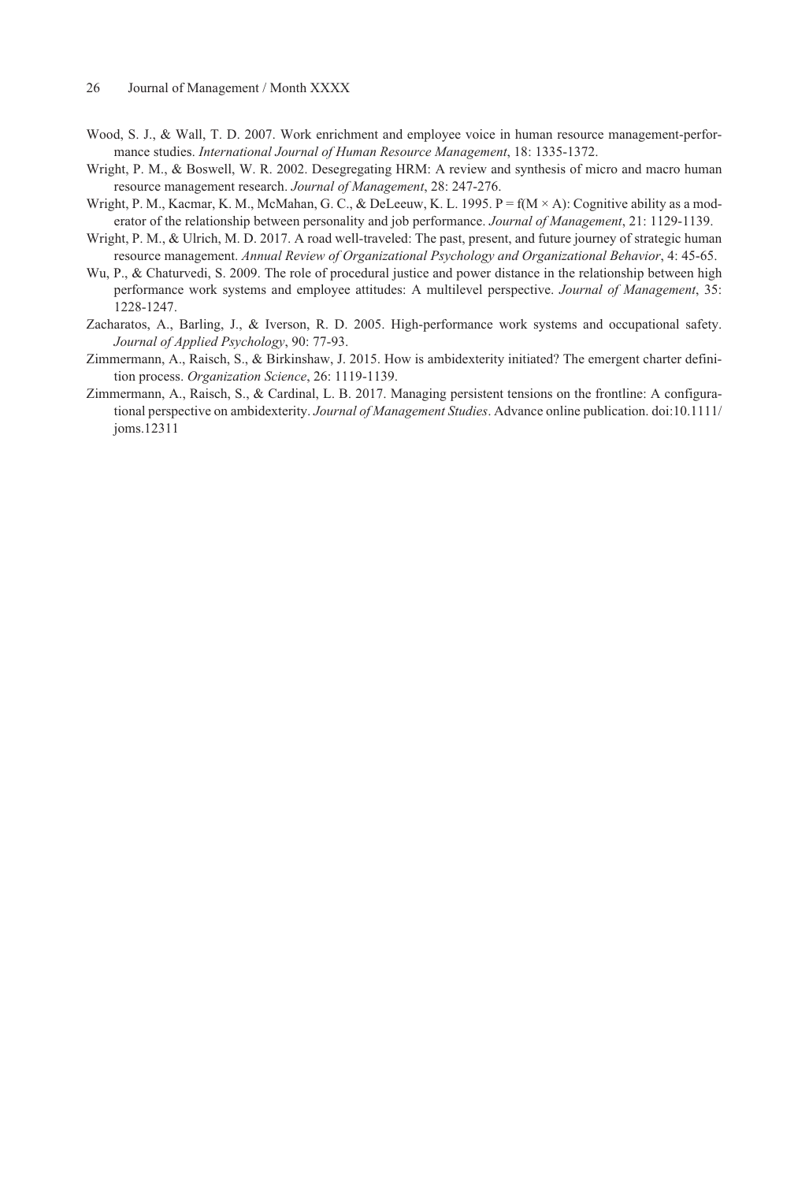Wood, S. J., & Wall, T. D. 2007. Work enrichment and employee voice in human resource management-performance studies. *International Journal of Human Resource Management*, 18: 1335-1372.

Wright, P. M., & Boswell, W. R. 2002. Desegregating HRM: A review and synthesis of micro and macro human resource management research. *Journal of Management*, 28: 247-276.

Wright, P. M., Kacmar, K. M., McMahan, G. C., & DeLeeuw, K. L. 1995. $P = f(M \times A)$: Cognitive ability as a moderator of the relationship between personality and job performance. *Journal of Management*, 21: 1129-1139.

Wright, P. M., & Ulrich, M. D. 2017. A road well-traveled: The past, present, and future journey of strategic human resource management. *Annual Review of Organizational Psychology and Organizational Behavior*, 4: 45-65.

Wu, P., & Chaturvedi, S. 2009. The role of procedural justice and power distance in the relationship between high performance work systems and employee attitudes: A multilevel perspective. *Journal of Management*, 35: 1228-1247.

Zacharatos, A., Barling, J., & Iverson, R. D. 2005. High-performance work systems and occupational safety. *Journal of Applied Psychology*, 90: 77-93.

Zimmermann, A., Raisch, S., & Birkinshaw, J. 2015. How is ambidexterity initiated? The emergent charter definition process. *Organization Science*, 26: 1119-1139.

Zimmermann, A., Raisch, S., & Cardinal, L. B. 2017. Managing persistent tensions on the frontline: A configurational perspective on ambidexterity. *Journal of Management Studies*. Advance online publication. doi:10.1111/joms.12311